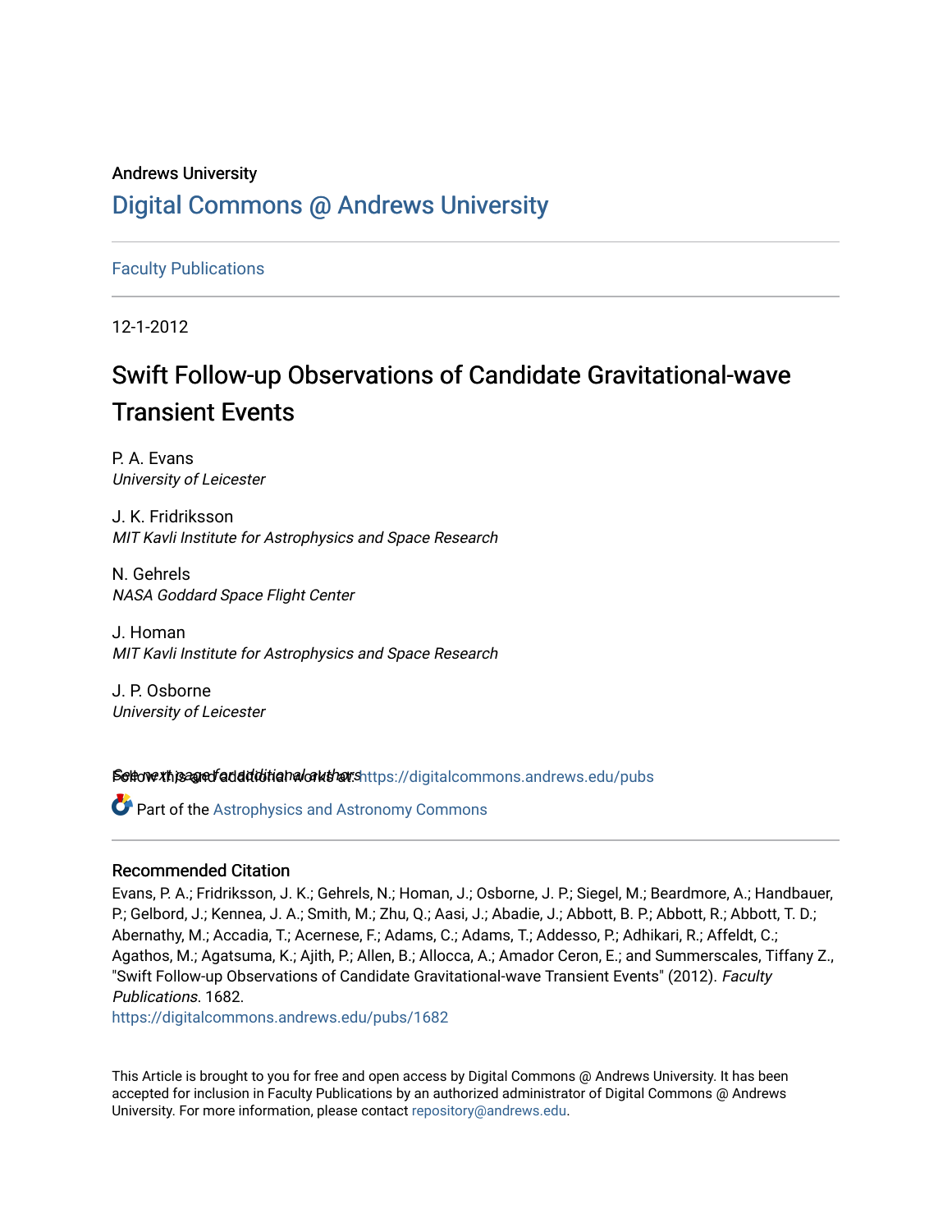Andrews University

# Digital Commons @ Andrews University

Faculty Publications

12-1-2012

## Swift Follow-up Observations of Candidate Gravitational-wave Transient Events

P. A. Evans
*University of Leicester*

J. K. Fridriksson
*MIT Kavli Institute for Astrophysics and Space Research*

N. Gehrels
*NASA Goddard Space Flight Center*

J. Homan
*MIT Kavli Institute for Astrophysics and Space Research*

J. P. Osborne
*University of Leicester*

See next page for additional authors

Follow this and additional works at: https://digitalcommons.andrews.edu/pubs

Part of the Astrophysics and Astronomy Commons

### Recommended Citation

Evans, P. A.; Fridriksson, J. K.; Gehrels, N.; Homan, J.; Osborne, J. P.; Siegel, M.; Beardmore, A.; Handbauer, P.; Gelbord, J.; Kennea, J. A.; Smith, M.; Zhu, Q.; Aasi, J.; Abadie, J.; Abbott, B. P.; Abbott, R.; Abbott, T. D.; Abernathy, M.; Accadia, T.; Acernese, F.; Adams, C.; Adams, T.; Addesso, P.; Adhikari, R.; Affeldt, C.; Agathos, M.; Agatsuma, K.; Ajith, P.; Allen, B.; Allocca, A.; Amador Ceron, E.; and Summerscales, Tiffany Z., "Swift Follow-up Observations of Candidate Gravitational-wave Transient Events" (2012). *Faculty Publications*. 1682.
https://digitalcommons.andrews.edu/pubs/1682

This Article is brought to you for free and open access by Digital Commons @ Andrews University. It has been accepted for inclusion in Faculty Publications by an authorized administrator of Digital Commons @ Andrews University. For more information, please contact repository@andrews.edu.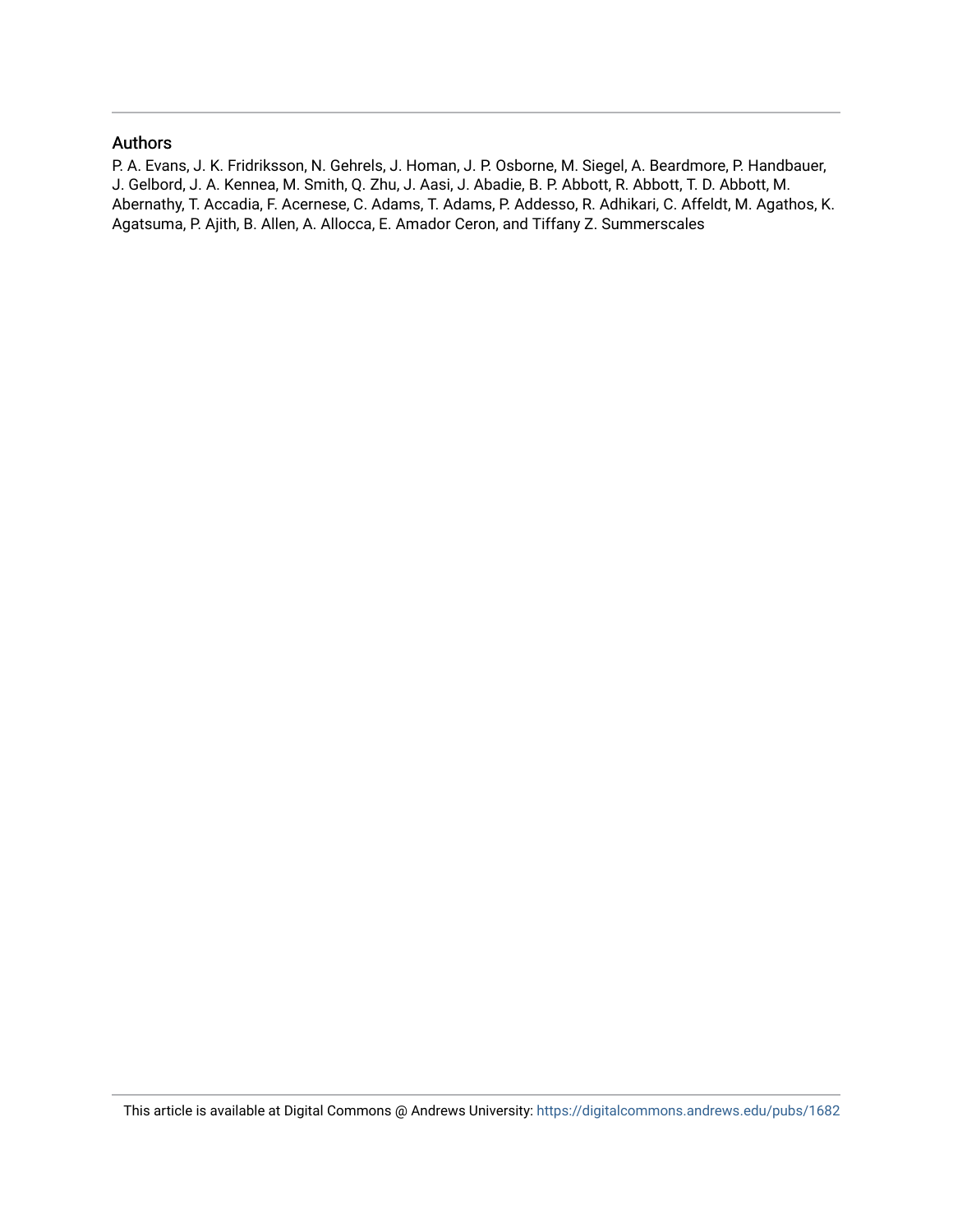## Authors

P. A. Evans, J. K. Fridriksson, N. Gehrels, J. Homan, J. P. Osborne, M. Siegel, A. Beardmore, P. Handbauer, J. Gelbord, J. A. Kennea, M. Smith, Q. Zhu, J. Aasi, J. Abadie, B. P. Abbott, R. Abbott, T. D. Abbott, M. Abernathy, T. Accadia, F. Acernese, C. Adams, T. Adams, P. Addesso, R. Adhikari, C. Affeldt, M. Agathos, K. Agatsuma, P. Ajith, B. Allen, A. Allocca, E. Amador Ceron, and Tiffany Z. Summerscales

This article is available at Digital Commons @ Andrews University: https://digitalcommons.andrews.edu/pubs/1682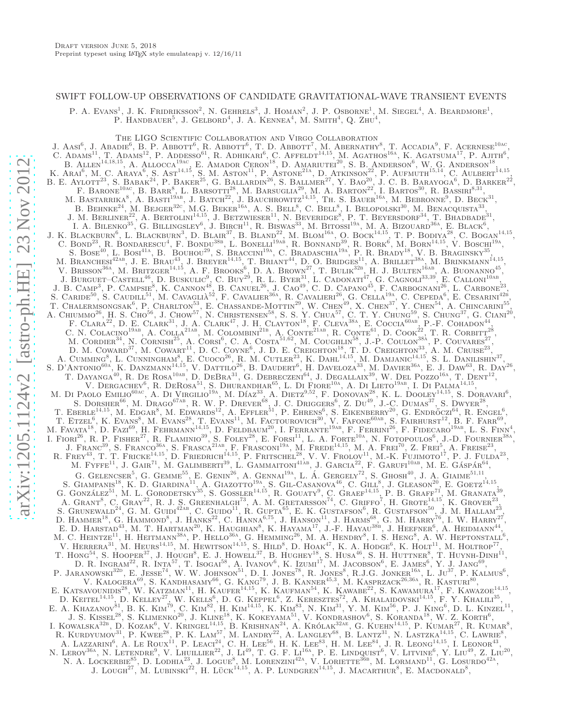# SWIFT FOLLOW-UP OBSERVATIONS OF CANDIDATE GRAVITATIONAL-WAVE TRANSIENT EVENTS

P. A. Evans[1], J. K. Fridriksson[2], N. Gehrels[3], J. Homan[2], J. P. Osborne[1], M. Siegel[4], A. Beardmore[1], P. Handbauer[5], J. Gelbord[4], J. A. Kennea[4], M. Smith[4], Q. Zhu[4],

The LIGO Scientific Collaboration and Virgo Collaboration

J. Aasi[6], J. Abadie[6], B. P. Abbott[6], R. Abbott[6], T. D. Abbott[7], M. Abernathy[8], T. Accadia[9], F. Acernese[10ac], C. Adams[11], T. Adams[12], P. Addesso[61], R. Adhikari[6], C. Affeldt[14,15], M. Agathos[16a], K. Agatsuma[17], P. Ajith[6], B. Allen[14,18,15], A. Allocca[19ac], E. Amador Ceron[18], D. Amariutei[20], S. B. Anderson[6], W. G. Anderson[18], K. Arai[6], M. C. Araya[6], S. Ast[14,15], S. M. Aston[11], P. Astone[21a], D. Atkinson[22], P. Aufmuth[15,14], C. Aulbert[14,15], B. E. Aylott[23], S. Babak[24], P. Baker[25], G. Ballardin[26], S. Ballmer[27], Y. Bao[20], J. C. B. Barayoga[6], D. Barker[22], F. Barone[10ac], B. Barr[8], L. Barsotti[28], M. Barsuglia[29], M. A. Barton[22], I. Bartos[30], R. Bassiri[8,31], M. Bastarrika[8], A. Basti[19ab], J. Batch[22], J. Bauchrowitz[14,15], Th. S. Bauer[16a], M. Bebronne[9], D. Beck[31], B. Behnke[24], M. Bejger[32c], M.G. Beker[16a], A. S. Bell[8], C. Bell[8], I. Belopolski[30], M. Benacquista[33], J. M. Berliner[22], A. Bertolini[14,15], J. Betzwieser[11], N. Beveridge[8], P. T. Beyersdorf[34], T. Bhadbade[31], I. A. Bilenko[35], G. Billingsley[6], J. Birch[11], R. Biswas[33], M. Bitossi[19a], M. A. Bizouard[36a], E. Black[6], J. K. Blackburn[6], L. Blackburn[3], D. Blair[37], B. Bland[22], M. Blom[16a], O. Bock[14,15], T. P. Bodiya[28], C. Bogan[14,15], C. Bond[23], R. Bondarescu[4], F. Bondu[38b], L. Bonelli[19ab], R. Bonnand[39], R. Bork[6], M. Born[14,15], V. Boschi[19a], S. Bose[40], L. Bosi[41a], B. Bouhou[29], S. Braccini[19a], C. Bradaschia[19a], P. R. Brady[18], V. B. Braginsky[35], M. Branchesi[42ab], J. E. Brau[43], J. Breyer[14,15], T. Briant[44], D. O. Bridges[11], A. Brillet[38a], M. Brinkmann[14,15], V. Brisson[36a], M. Britzger[14,15], A. F. Brooks[6], D. A. Brown[27], T. Bulik[32b], H. J. Bulten[16ab], A. Buonanno[45], J. Burguet–Castell[46], D. Buskulic[9], C. Buy[29], R. L. Byer[31], L. Cadonati[47], G. Cagnoli[33,39], E. Calloni[10ab], J. B. Camp[3], P. Campsie[8], K. Cannon[48], B. Canuel[26], J. Cao[49], C. D. Capano[45], F. Carbognani[26], L. Carbone[23], S. Caride[50], S. Caudill[51], M. Cavaglià[52], F. Cavalier[36a], R. Cavalieri[26], G. Cella[19a], C. Cepeda[6], E. Cesarini[42b], T. Chalermsongsak[6], P. Charlton[53], E. Chassande-Mottin[29], W. Chen[49], X. Chen[37], Y. Chen[54], A. Chincarini[55], A. Chiummo[26], H. S. Cho[57], J. Chow[57], N. Christensen[58], S. S. Y. Chua[57], C. T. Y. Chung[59], S. Chung[37], G. Ciani[20], F. Clara[22], D. E. Clark[31], J. A. Clark[47], J. H. Clayton[18], F. Cleva[38a], E. Coccia[60ab], P.-F. Cohadon[44], C. N. Colacino[19ab], A. Colla[21ab], M. Colombini[21b], A. Conte[21ab], R. Conte[61], D. Cook[22], T. R. Corbitt[28], M. Cordier[34], N. Cornish[25], A. Corsi[6], C. A. Costa[51,62], M. Coughlin[58], J.-P. Coulon[38a], P. Couvares[27], D. M. Coward[37], M. Cowart[11], D. C. Coyne[6], J. D. E. Creighton[18], T. D. Creighton[33], A. M. Cruise[23], A. Cumming[8], L. Cunningham[8], E. Cuoco[26], R. M. Cutler[23], K. Dahl[14,15], M. Damjanic[14,15], S. L. Danilishin[37], S. D'Antonio[60a], K. Danzmann[14,15], V. Dattilo[26], B. Daudert[6], H. Daveloza[33], M. Davier[36a], E. J. Daw[63], R. Day[26], T. Dayanga[40], R. De Rosa[10ab], D. DeBra[31], G. Debreczeni[64], J. Degallaix[39], W. Del Pozzo[16a], T. Dent[12], V. Dergachev[6], R. DeRosa[51], S. Dhurandhar[65], L. Di Fiore[10a], A. Di Lieto[19ab], I. Di Palma[14,15], M. Di Paolo Emilio[60ac], A. Di Virgilio[19a], M. Díaz[33], A. Dietz[9,52], F. Donovan[28], K. L. Dooley[14,15], S. Doravari[6], S. Dorsher[66], M. Drago[67ab], R. W. P. Drever[68], J. C. Driggers[6], Z. Du[49], J.-C. Dumas[37], S. Dwyer[28], T. Eberle[14,15], M. Edgar[8], M. Edwards[12], A. Effler[51], P. Ehrens[6], S. Eikenberry[20], G. Endrőczi[64], R. Engel[6], T. Etzel[6], K. Evans[8], M. Evans[28], T. Evans[11], M. Factourovich[30], V. Fafone[60ab], S. Fairhurst[12], B. F. Farr[69], M. Favata[18], D. Fazi[69], H. Fehrmann[14,15], D. Feldbaum[20], I. Ferrante[19ab], F. Ferrini[26], F. Fidecaro[19ab], L. S. Finn[4], I. Fiori[26], R. P. Fisher[27], R. Flaminio[39], S. Foley[28], E. Forsi[11], L. A. Forte[10a], N. Fotopoulos[6], J.-D. Fournier[38a], J. Franc[39], S. Franco[36a], S. Frasca[21ab], F. Frasconi[19a], M. Frede[14,15], M. A. Frei[70], Z. Frei[5], A. Freise[23], R. Frey[43], T. T. Fricke[14,15], D. Friedrich[14,15], P. Fritschel[28], V. V. Frolov[11], M.-K. Fujimoto[17], P. J. Fulda[23], M. Fyffe[11], J. Gair[71], M. Galimberti[39], L. Gammaitoni[41ab], J. Garcia[22], F. Garufi[10ab], M. E. Gáspár[64], G. Gelencser[5], G. Gemme[55], E. Genin[26], A. Gennai[19a], L. Á. Gergely[72], S. Ghosh[40], J. A. Giaime[51,11], S. Giampanis[18], K. D. Giardina[11], A. Giazotto[19a], S. Gil-Casanova[46], C. Gill[8], J. Gleason[20], E. Goetz[14,15], G. González[51], M. L. Gorodetsky[35], S. Gossler[14,15], R. Gouaty[9], C. Graef[14,15], P. B. Graff[71], M. Granata[39], A. Grant[8], C. Gray[22], R. J. S. Greenhalgh[73], A. M. Gretarsson[74], C. Griffo[7], H. Grote[14,15], K. Grover[23], S. Grunewald[24], G. M. Guidi[42ab], C. Guido[11], R. Gupta[65], E. K. Gustafson[6], R. Gustafson[50], J. M. Hallam[23], D. Hammer[18], G. Hammond[8], J. Hanks[22], C. Hanna[6,75], J. Hanson[11], J. Harms[68], G. M. Harry[76], I. W. Harry[27], E. D. Harstad[43], M. T. Hartman[20], K. Haughian[8], K. Hayama[17], J.-F. Hayau[38b], J. Heefner[6], A. Heidmann[44], M. C. Heintze[11], H. Heitmann[38a], P. Hello[36a], G. Hemming[26], M. A. Hendry[8], I. S. Heng[8], A. W. Heptonstall[6], V. Herrera[31], M. Heurs[14,15], M. Hewitson[14,15], S. Hild[8], D. Hoak[47], K. A. Hodge[6], K. Holt[11], M. Holtrop[77], T. Hong[54], S. Hooper[37], J. Hough[8], E. J. Howell[37], B. Hughey[18], S. Husa[46], S. H. Huttner[8], T. Huynh-Dinh[11], D. R. Ingram[22], R. Inta[57], T. Isogai[58], A. Ivanov[6], K. Izumi[17], M. Jacobson[6], E. James[6], Y. J. Jang[69], P. Jaranowski[32d], E. Jesse[74], W. W. Johnson[51], D. I. Jones[78], R. Jones[8], R.J.G. Jonker[16a], L. Ju[37], P. Kalmus[6], V. Kalogera[69], S. Kandhasamy[66], G. Kang[79], J. B. Kanner[45,3], M. Kasprzack[26,36a], R. Kasturi[80], E. Katsavounidis[28], W. Katzman[11], H. Kaufer[14,15], K. Kaufman[54], K. Kawabe[22], S. Kawamura[17], F. Kawazoe[14,15], D. Keitel[14,15], D. Kelley[27], W. Kells[6], D. G. Keppel[6], Z. Keresztes[72], A. Khalaidovski[14,15], F. Y. Khalili[35], E. A. Khazanov[81], B. K. Kim[79], C. Kim[82], H. Kim[14,15], K. Kim[83], N. Kim[31], Y. M. Kim[56], P. J. King[6], D. L. Kinzel[11], J. S. Kissel[28], S. Klimenko[20], J. Kline[18], K. Kokeyama[51], V. Kondrashov[6], S. Koranda[18], W. Z. Korth[6], I. Kowalska[32b], D. Kozak[6], V. Kringel[14,15], B. Krishnan[24], A. Królak[32ae], G. Kuehn[14,15], P. Kumar[27], R. Kumar[8], R. Kurdyumov[31], P. Kwee[28], P. K. Lam[57], M. Landry[22], A. Langley[68], B. Lantz[31], N. Lastzka[14,15], C. Lawrie[8], A. Lazzarini[6], A. Le Roux[11], P. Leaci[24], C. H. Lee[56], H. K. Lee[83], H. M. Lee[84], J. R. Leong[14,15], I. Leonor[43], N. Leroy[36a], N. Letendre[9], V. Lhuillier[22], J. Li[49], T. G. F. Li[16a], P. E. Lindquist[6], V. Litvine[6], Y. Liu[49], Z. Liu[20], N. A. Lockerbie[85], D. Lodhia[23], J. Logue[8], M. Lorenzini[42a], V. Loriette[36b], M. Lormand[11], G. Losurdo[42a], J. Lough[27], M. Lubinski[22], H. Lück[14,15], A. P. Lundgren[14,15], J. Macarthur[8], E. Macdonald[8],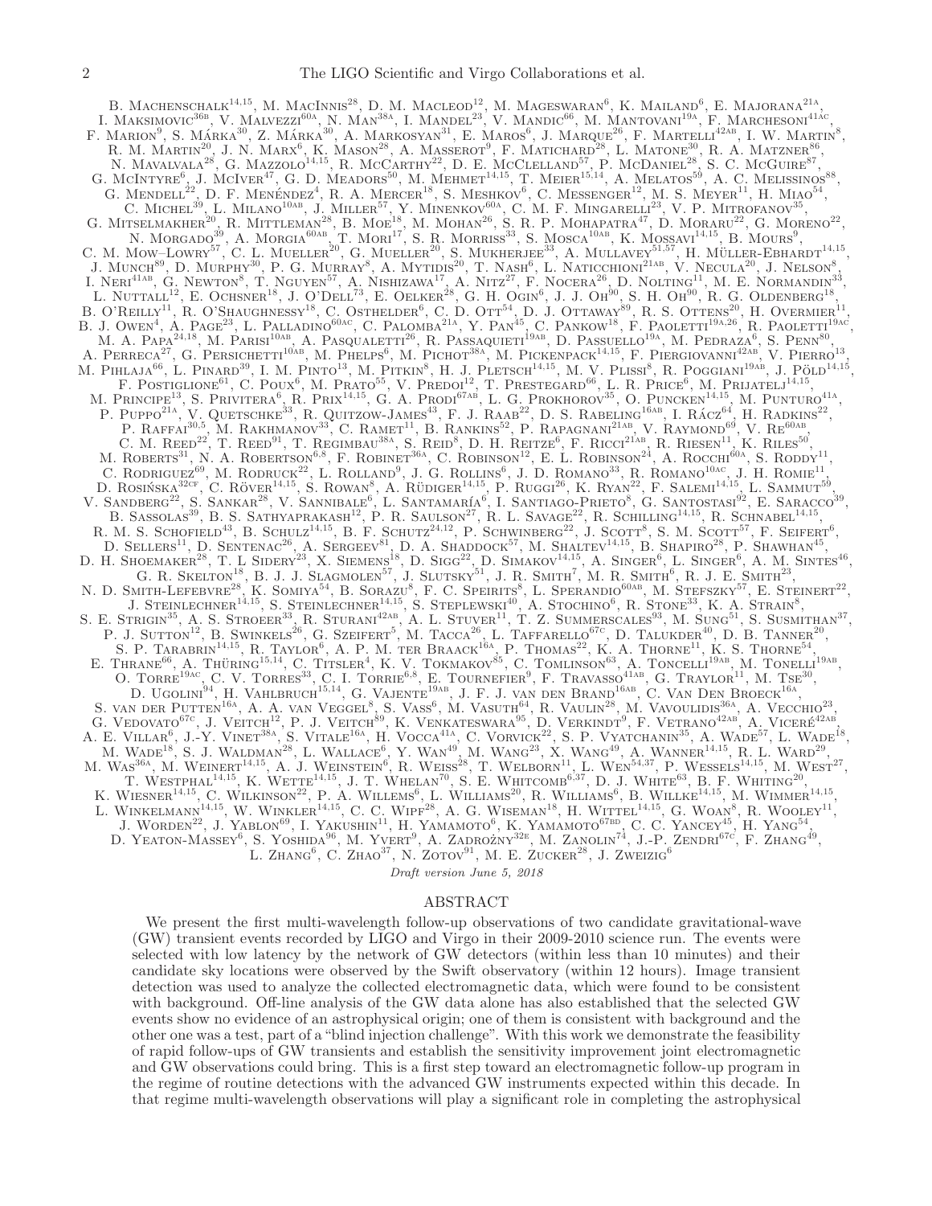B. Machenschalk[14,15], M. MacInnis[28], D. M. Macleod[12], M. Mageswaran[6], K. Mailand[6], E. Majorana[21A], I. Maksimovic[36B], V. Malvezzi[60A], N. Man[38A], I. Mandel[23], V. Mandic[66], M. Mantovani[19A], F. Marchesoni[41AC], F. Marion[9], S. Márka[30], Z. Márka[30], A. Markosyan[31], E. Maros[6], J. Marque[26], F. Martelli[42AB], I. W. Martin[8], R. M. Martin[20], J. N. Marx[6], K. Mason[28], A. Masserot[9], F. Matichard[28], L. Matone[30], R. A. Matzner[86], N. Mavalvala[28], G. Mazzolo[14,15], R. McCarthy[22], D. E. McClelland[57], P. McDaniel[28], S. C. McGuire[87], G. McIntyre[6], J. McIver[47], G. D. Meadors[50], M. Mehmet[14,15], T. Meier[15,14], A. Melatos[59], A. C. Melissinos[88], G. Mendell[22], D. F. Menéndez[4], R. A. Mercer[18], S. Meshkov[6], C. Messenger[12], M. S. Meyer[11], H. Miao[54], C. Michel[39], L. Milano[10AB], J. Miller[57], Y. Minenkov[60A], C. M. F. Mingarelli[23], V. P. Mitrofanov[35], G. Mitselmakher[20], R. Mittleman[28], B. Moe[18], M. Mohan[26], S. R. P. Mohapatra[47], D. Moraru[22], G. Moreno[22], N. Morgado[39], A. Morgia[60AB], T. Mori[17], S. R. Morriss[33], S. Mosca[10AB], K. Mossavi[14,15], B. Mours[9], C. M. Mow–Lowry[57], C. L. Mueller[20], G. Mueller[20], S. Mukherjee[33], A. Mullavey[51,57], H. Müller-Ebhardt[14,15], J. Munch[89], D. Murphy[30], P. G. Murray[8], A. Mytidis[20], T. Nash[6], L. Naticchioni[21AB], V. Necula[20], J. Nelson[8], I. Neri[41AB], G. Newton[8], T. Nguyen[57], A. Nishizawa[17], A. Nitz[27], F. Nocera[26], D. Nolting[11], M. E. Normandin[33], L. Nuttall[12], E. Ochsner[18], J. O'Dell[73], E. Oelker[28], G. H. Ogin[6], J. J. Oh[90], S. H. Oh[90], R. G. Oldenberg[18], B. O'Reilly[11], R. O'Shaughnessy[18], C. Osthelder[6], C. D. Ott[54], D. J. Ottaway[89], R. S. Ottens[20], H. Overmier[11], B. J. Owen[4], A. Page[23], L. Palladino[60AC], C. Palomba[21A], Y. Pan[45], C. Pankow[18], F. Paoletti[19A,26], R. Paoletti[19AC], M. A. Papa[24,18], M. Parisi[10AB], A. Pasqualetti[26], R. Passaquieti[19AB], D. Passuello[19A], M. Pedraza[6], S. Penn[80], A. Perreca[27], G. Persichetti[10AB], M. Phelps[6], M. Pichot[38A], M. Pickenpack[14,15], F. Piergiovanni[42AB], V. Pierro[13], M. Pihlaja[66], L. Pinard[39], I. M. Pinto[13], M. Pitkin[8], H. J. Pletsch[14,15], M. V. Plissi[8], R. Poggiani[19AB], J. Pöld[14,15], F. Postiglione[61], C. Poux[6], M. Prato[55], V. Predoi[12], T. Prestegard[66], L. R. Price[6], M. Prijatelj[14,15], M. Principe[13], S. Privitera[6], R. Prix[14,15], G. A. Prodi[67AB], L. G. Prokhorov[35], O. Puncken[14,15], M. Punturo[41A], P. Puppo[21A], V. Quetschke[33], R. Quitzow-James[43], F. J. Raab[22], D. S. Rabeling[16AB], I. Rácz[64], H. Radkins[22], P. Raffai[30,5], M. Rakhmanov[33], C. Ramet[11], B. Rankins[52], P. Rapagnani[21AB], V. Raymond[69], V. Re[60AB], C. M. Reed[22], T. Reed[91], T. Regimbau[38A], S. Reid[8], D. H. Reitze[6], F. Ricci[21AB], R. Riesen[11], K. Riles[50], M. Roberts[31], N. A. Robertson[6,8], F. Robinet[36A], C. Robinson[12], E. L. Robinson[24], A. Rocchi[60A], S. Roddy[11], C. Rodriguez[69], M. Rodruck[22], L. Rolland[9], J. G. Rollins[6], J. D. Romano[33], R. Romano[10AC], J. H. Romie[11], D. Rosińska[32CF], C. Röver[14,15], S. Rowan[8], A. Rüdiger[14,15], P. Ruggi[26], K. Ryan[22], F. Salemi[14,15], L. Sammut[59], V. Sandberg[22], S. Sankar[28], V. Sannibale[6], L. Santamaría[6], I. Santiago-Prieto[8], G. Santostasi[92], E. Saracco[39], B. Sassolas[39], B. S. Sathyaprakash[12], P. R. Saulson[27], R. L. Savage[22], R. Schilling[14,15], R. Schnabel[14,15], R. M. S. Schofield[43], B. Schulz[14,15], B. F. Schutz[24,12], P. Schwinberg[22], J. Scott[8], S. M. Scott[57], F. Seifert[6], D. Sellers[11], D. Sentenac[26], A. Sergeev[81], D. A. Shaddock[57], M. Shaltev[14,15], B. Shapiro[28], P. Shawhan[45], D. H. Shoemaker[28], T. L Sidery[23], X. Siemens[18], D. Sigg[22], D. Simakov[14,15], A. Singer[6], L. Singer[6], A. M. Sintes[46], G. R. Skelton[18], B. J. J. Slagmolen[57], J. Slutsky[51], J. R. Smith[7], M. R. Smith[6], R. J. E. Smith[23], N. D. Smith-Lefebvre[28], K. Somiya[54], B. Sorazu[8], F. C. Speirits[8], L. Sperandio[60AB], M. Stefszky[57], E. Steinert[22], J. Steinlechner[14,15], S. Steinlechner[14,15], S. Steplewski[40], A. Stochino[6], R. Stone[33], K. A. Strain[8], S. E. Strigin[35], A. S. Stroeer[33], R. Sturani[42AB], A. L. Stuver[11], T. Z. Summerscales[93], M. Sung[51], S. Susmithan[37], P. J. Sutton[12], B. Swinkels[26], G. Szeifert[5], M. Tacca[26], L. Taffarello[67C], D. Talukder[40], D. B. Tanner[20], S. P. Tarabrin[14,15], R. Taylor[6], A. P. M. ter Braack[16A], P. Thomas[22], K. A. Thorne[11], K. S. Thorne[54], E. Thrane[66], A. Thüring[15,14], C. Titsler[4], K. V. Tokmakov[85], C. Tomlinson[63], A. Toncelli[19AB], M. Tonelli[19AB], O. Torre[19AC], C. V. Torres[33], C. I. Torrie[6,8], E. Tournefier[9], F. Travasso[41AB], G. Traylor[11], M. Tse[30], D. Ugolini[94], H. Vahlbruch[15,14], G. Vajente[19AB], J. F. J. van den Brand[16AB], C. Van Den Broeck[16A], S. van der Putten[16A], A. A. van Veggel[8], S. Vass[6], M. Vasuth[64], R. Vaulin[28], M. Vavoulidis[36A], A. Vecchio[23], G. Vedovato[67C], J. Veitch[12], P. J. Veitch[89], K. Venkateswara[95], D. Verkindt[9], F. Vetrano[42AB], A. Viceré[42AB], A. E. Villar[6], J.-Y. Vinet[38A], S. Vitale[16A], H. Vocca[41A], C. Vorvick[22], S. P. Vyatchanin[35], A. Wade[57], L. Wade[18], M. Wade[18], S. J. Waldman[28], L. Wallace[6], Y. Wan[49], M. Wang[23], X. Wang[49], A. Wanner[14,15], R. L. Ward[29], M. Was[36A], M. Weinert[14,15], A. J. Weinstein[6], R. Weiss[28], T. Welborn[11], L. Wen[54,37], P. Wessels[14,15], M. West[27], T. Westphal[14,15], K. Wette[14,15], J. T. Whelan[70], S. E. Whitcomb[6,37], D. J. White[63], B. F. Whiting[20], K. Wiesner[14,15], C. Wilkinson[22], P. A. Willems[6], L. Williams[20], R. Williams[6], B. Willke[14,15], M. Wimmer[14,15], L. Winkelmann[14,15], W. Winkler[14,15], C. C. Wipf[28], A. G. Wiseman[18], H. Wittel[14,15], G. Woan[8], R. Wooley[11], J. Worden[22], J. Yablon[69], I. Yakushin[11], H. Yamamoto[6], K. Yamamoto[67BD], C. C. Yancey[45], H. Yang[54], D. Yeaton-Massey[6], S. Yoshida[96], M. Yvert[9], A. Zadrożny[32E], M. Zanolin[74], J.-P. Zendri[67C], F. Zhang[49], L. Zhang[6], C. Zhao[37], N. Zotov[91], M. E. Zucker[28], J. Zweizig[6]

*Draft version June 5, 2018*

## ABSTRACT

We present the first multi-wavelength follow-up observations of two candidate gravitational-wave (GW) transient events recorded by LIGO and Virgo in their 2009-2010 science run. The events were selected with low latency by the network of GW detectors (within less than 10 minutes) and their candidate sky locations were observed by the Swift observatory (within 12 hours). Image transient detection was used to analyze the collected electromagnetic data, which were found to be consistent with background. Off-line analysis of the GW data alone has also established that the selected GW events show no evidence of an astrophysical origin; one of them is consistent with background and the other one was a test, part of a "blind injection challenge". With this work we demonstrate the feasibility of rapid follow-ups of GW transients and establish the sensitivity improvement joint electromagnetic and GW observations could bring. This is a first step toward an electromagnetic follow-up program in the regime of routine detections with the advanced GW instruments expected within this decade. In that regime multi-wavelength observations will play a significant role in completing the astrophysical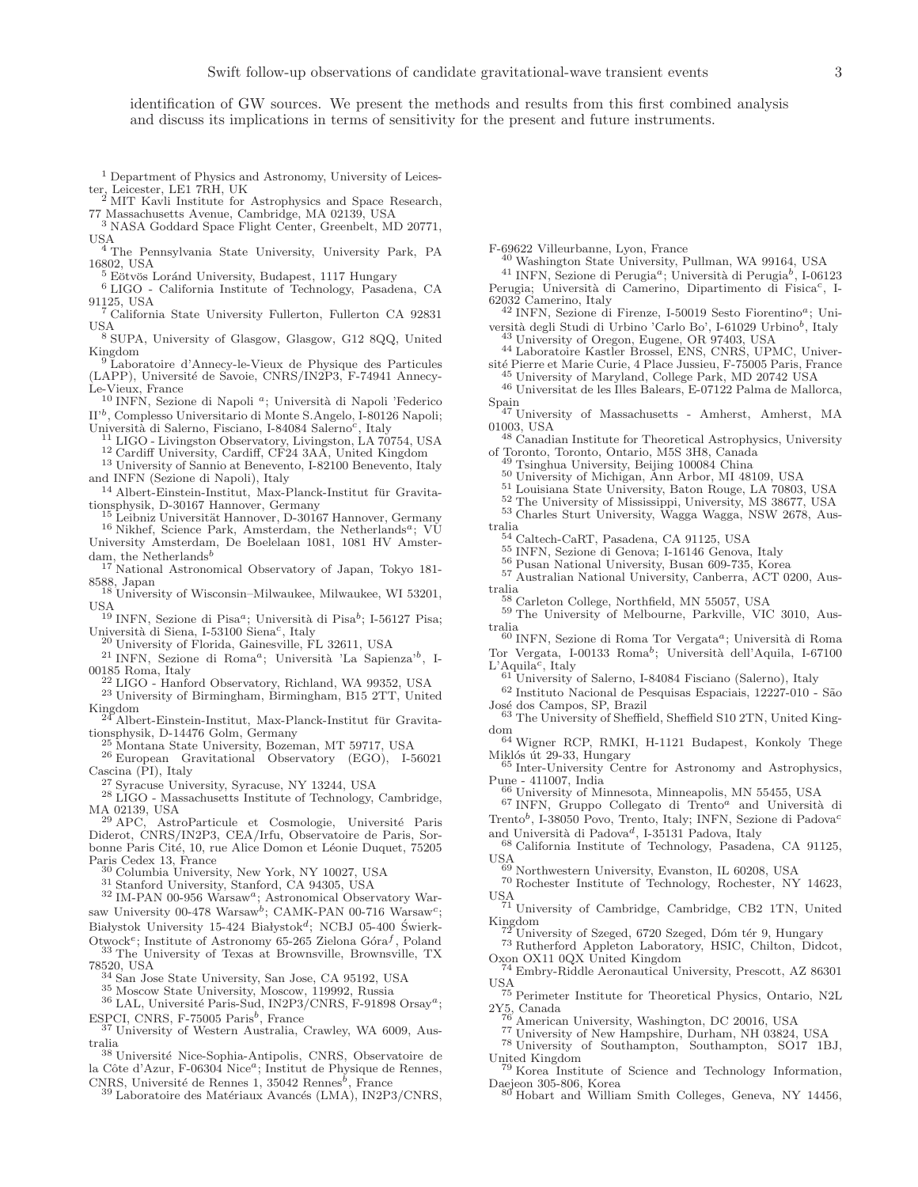identification of GW sources. We present the methods and results from this first combined analysis and discuss its implications in terms of sensitivity for the present and future instruments.

[1] Department of Physics and Astronomy, University of Leicester, Leicester, LE1 7RH, UK
[2] MIT Kavli Institute for Astrophysics and Space Research, 77 Massachusetts Avenue, Cambridge, MA 02139, USA
[3] NASA Goddard Space Flight Center, Greenbelt, MD 20771, USA
[4] The Pennsylvania State University, University Park, PA 16802, USA
[5] Eötvös Loránd University, Budapest, 1117 Hungary
[6] LIGO - California Institute of Technology, Pasadena, CA 91125, USA
[7] California State University Fullerton, Fullerton CA 92831 USA
[8] SUPA, University of Glasgow, Glasgow, G12 8QQ, United Kingdom
[9] Laboratoire d'Annecy-le-Vieux de Physique des Particules (LAPP), Université de Savoie, CNRS/IN2P3, F-74941 Annecy-Le-Vieux, France
[10] INFN, Sezione di Napoli [a]; Università di Napoli 'Federico II'[b], Complesso Universitario di Monte S.Angelo, I-80126 Napoli; Università di Salerno, Fisciano, I-84084 Salerno[c], Italy
[11] LIGO - Livingston Observatory, Livingston, LA 70754, USA
[12] Cardiff University, Cardiff, CF24 3AA, United Kingdom
[13] University of Sannio at Benevento, I-82100 Benevento, Italy and INFN (Sezione di Napoli), Italy
[14] Albert-Einstein-Institut, Max-Planck-Institut für Gravitationsphysik, D-30167 Hannover, Germany
[15] Leibniz Universität Hannover, D-30167 Hannover, Germany
[16] Nikhef, Science Park, Amsterdam, the Netherlands[a]; VU University Amsterdam, De Boelelaan 1081, 1081 HV Amsterdam, the Netherlands[b]
[17] National Astronomical Observatory of Japan, Tokyo 181-8588, Japan
[18] University of Wisconsin–Milwaukee, Milwaukee, WI 53201, USA
[19] INFN, Sezione di Pisa[a]; Università di Pisa[b]; I-56127 Pisa; Università di Siena, I-53100 Siena[c], Italy
[20] University of Florida, Gainesville, FL 32611, USA
[21] INFN, Sezione di Roma[a]; Università 'La Sapienza'[b], I-00185 Roma, Italy
[22] LIGO - Hanford Observatory, Richland, WA 99352, USA
[23] University of Birmingham, Birmingham, B15 2TT, United Kingdom
[24] Albert-Einstein-Institut, Max-Planck-Institut für Gravitationsphysik, D-14476 Golm, Germany
[25] Montana State University, Bozeman, MT 59717, USA
[26] European Gravitational Observatory (EGO), I-56021 Cascina (PI), Italy
[27] Syracuse University, Syracuse, NY 13244, USA
[28] LIGO - Massachusetts Institute of Technology, Cambridge, MA 02139, USA
[29] APC, AstroParticule et Cosmologie, Université Paris Diderot, CNRS/IN2P3, CEA/Irfu, Observatoire de Paris, Sorbonne Paris Cité, 10, rue Alice Domon et Léonie Duquet, 75205 Paris Cedex 13, France
[30] Columbia University, New York, NY 10027, USA
[31] Stanford University, Stanford, CA 94305, USA
[32] IM-PAN 00-956 Warsaw[a]; Astronomical Observatory Warsaw University 00-478 Warsaw[b]; CAMK-PAN 00-716 Warsaw[c]; Białystok University 15-424 Białystok[d]; NCBJ 05-400 Świerk-Otwock[e]; Institute of Astronomy 65-265 Zielona Góra[f], Poland
[33] The University of Texas at Brownsville, Brownsville, TX 78520, USA
[34] San Jose State University, San Jose, CA 95192, USA
[35] Moscow State University, Moscow, 119992, Russia
[36] LAL, Université Paris-Sud, IN2P3/CNRS, F-91898 Orsay[a]; ESPCI, CNRS, F-75005 Paris[b], France
[37] University of Western Australia, Crawley, WA 6009, Australia
[38] Université Nice-Sophia-Antipolis, CNRS, Observatoire de la Côte d'Azur, F-06304 Nice[a]; Institut de Physique de Rennes, CNRS, Université de Rennes 1, 35042 Rennes[b], France
[39] Laboratoire des Matériaux Avancés (LMA), IN2P3/CNRS, F-69622 Villeurbanne, Lyon, France
[40] Washington State University, Pullman, WA 99164, USA
[41] INFN, Sezione di Perugia[a]; Università di Perugia[b], I-06123 Perugia; Università di Camerino, Dipartimento di Fisica[c], I-62032 Camerino, Italy
[42] INFN, Sezione di Firenze, I-50019 Sesto Fiorentino[a]; Università degli Studi di Urbino 'Carlo Bo', I-61029 Urbino[b], Italy
[43] University of Oregon, Eugene, OR 97403, USA
[44] Laboratoire Kastler Brossel, ENS, CNRS, UPMC, Université Pierre et Marie Curie, 4 Place Jussieu, F-75005 Paris, France
[45] University of Maryland, College Park, MD 20742 USA
[46] Universitat de les Illes Balears, E-07122 Palma de Mallorca, Spain
[47] University of Massachusetts - Amherst, Amherst, MA 01003, USA
[48] Canadian Institute for Theoretical Astrophysics, University of Toronto, Toronto, Ontario, M5S 3H8, Canada
[49] Tsinghua University, Beijing 100084 China
[50] University of Michigan, Ann Arbor, MI 48109, USA
[51] Louisiana State University, Baton Rouge, LA 70803, USA
[52] The University of Mississippi, University, MS 38677, USA
[53] Charles Sturt University, Wagga Wagga, NSW 2678, Australia
[54] Caltech-CaRT, Pasadena, CA 91125, USA
[55] INFN, Sezione di Genova; I-16146 Genova, Italy
[56] Pusan National University, Busan 609-735, Korea
[57] Australian National University, Canberra, ACT 0200, Australia
[58] Carleton College, Northfield, MN 55057, USA
[59] The University of Melbourne, Parkville, VIC 3010, Australia
[60] INFN, Sezione di Roma Tor Vergata[a]; Università di Roma Tor Vergata, I-00133 Roma[b]; Università dell'Aquila, I-67100 L'Aquila[c], Italy
[61] University of Salerno, I-84084 Fisciano (Salerno), Italy
[62] Instituto Nacional de Pesquisas Espaciais, 12227-010 - São José dos Campos, SP, Brazil
[63] The University of Sheffield, Sheffield S10 2TN, United Kingdom
[64] Wigner RCP, RMKI, H-1121 Budapest, Konkoly Thege Miklós út 29-33, Hungary
[65] Inter-University Centre for Astronomy and Astrophysics, Pune - 411007, India
[66] University of Minnesota, Minneapolis, MN 55455, USA
[67] INFN, Gruppo Collegato di Trento[a] and Università di Trento[b], I-38050 Povo, Trento, Italy; INFN, Sezione di Padova[c] and Università di Padova[d], I-35131 Padova, Italy
[68] California Institute of Technology, Pasadena, CA 91125, USA
[69] Northwestern University, Evanston, IL 60208, USA
[70] Rochester Institute of Technology, Rochester, NY 14623, USA
[71] University of Cambridge, Cambridge, CB2 1TN, United Kingdom
[72] University of Szeged, 6720 Szeged, Dóm tér 9, Hungary
[73] Rutherford Appleton Laboratory, HSIC, Chilton, Didcot, Oxon OX11 0QX United Kingdom
[74] Embry-Riddle Aeronautical University, Prescott, AZ 86301 USA
[75] Perimeter Institute for Theoretical Physics, Ontario, N2L 2Y5, Canada
[76] American University, Washington, DC 20016, USA
[77] University of New Hampshire, Durham, NH 03824, USA
[78] University of Southampton, Southampton, SO17 1BJ, United Kingdom
[79] Korea Institute of Science and Technology Information, Daejeon 305-806, Korea
[80] Hobart and William Smith Colleges, Geneva, NY 14456,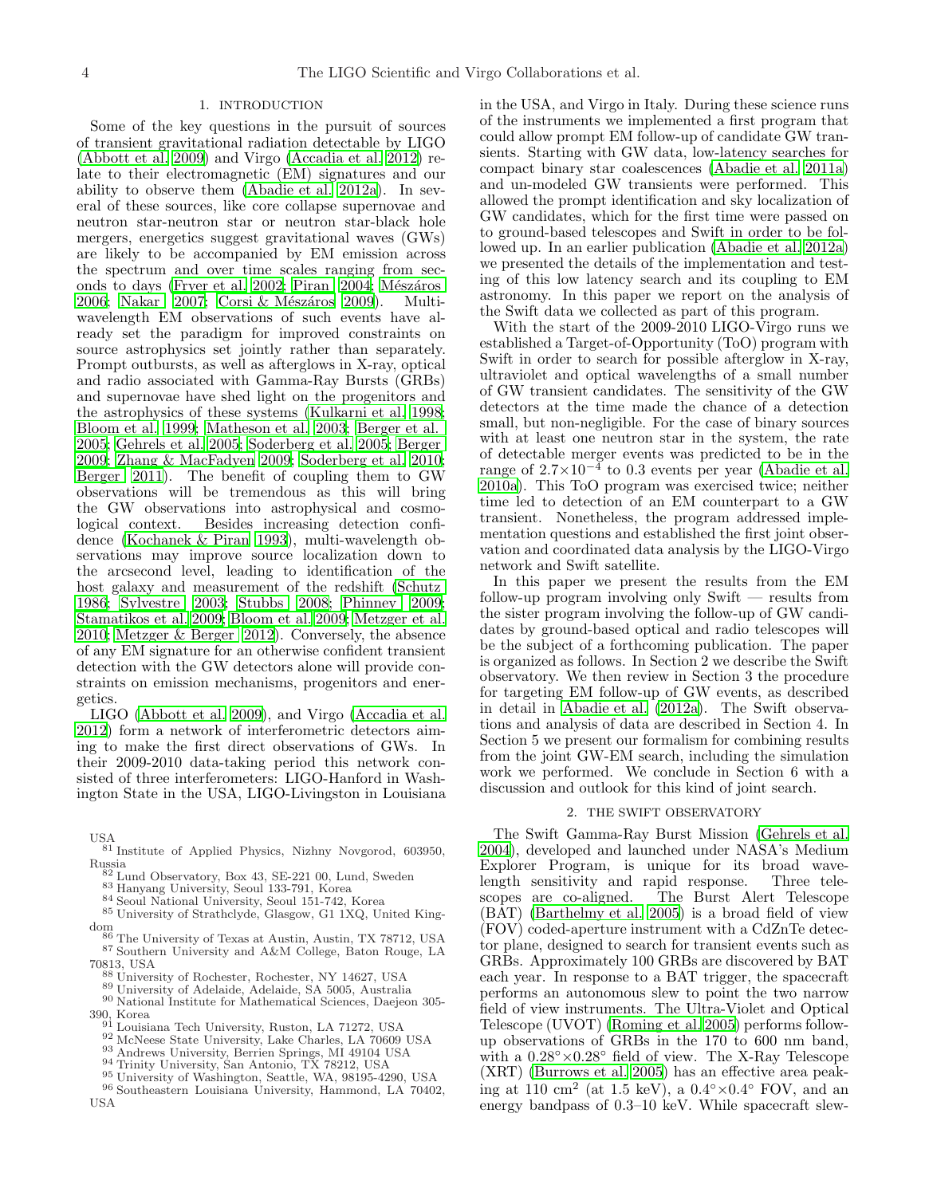## 1. INTRODUCTION

Some of the key questions in the pursuit of sources of transient gravitational radiation detectable by LIGO (Abbott et al. 2009) and Virgo (Accadia et al. 2012) relate to their electromagnetic (EM) signatures and our ability to observe them (Abadie et al. 2012a). In several of these sources, like core collapse supernovae and neutron star-neutron star or neutron star-black hole mergers, energetics suggest gravitational waves (GWs) are likely to be accompanied by EM emission across the spectrum and over time scales ranging from seconds to days (Fryer et al. 2002; Piran 2004; Mészáros 2006; Nakar 2007; Corsi & Mészáros 2009). Multi-wavelength EM observations of such events have already set the paradigm for improved constraints on source astrophysics set jointly rather than separately. Prompt outbursts, as well as afterglows in X-ray, optical and radio associated with Gamma-Ray Bursts (GRBs) and supernovae have shed light on the progenitors and the astrophysics of these systems (Kulkarni et al. 1998; Bloom et al. 1999; Matheson et al. 2003; Berger et al. 2005; Gehrels et al. 2005; Soderberg et al. 2005; Berger 2009; Zhang & MacFadyen 2009; Soderberg et al. 2010; Berger 2011). The benefit of coupling them to GW observations will be tremendous as this will bring the GW observations into astrophysical and cosmological context. Besides increasing detection confidence (Kochanek & Piran 1993), multi-wavelength observations may improve source localization down to the arcsecond level, leading to identification of the host galaxy and measurement of the redshift (Schutz 1986; Sylvestre 2003; Stubbs 2008; Phinney 2009; Stamatikos et al. 2009; Bloom et al. 2009; Metzger et al. 2010; Metzger & Berger 2012). Conversely, the absence of any EM signature for an otherwise confident transient detection with the GW detectors alone will provide constraints on emission mechanisms, progenitors and energetics.

LIGO (Abbott et al. 2009), and Virgo (Accadia et al. 2012) form a network of interferometric detectors aiming to make the first direct observations of GWs. In their 2009-2010 data-taking period this network consisted of three interferometers: LIGO-Hanford in Washington State in the USA, LIGO-Livingston in Louisiana in the USA, and Virgo in Italy. During these science runs of the instruments we implemented a first program that could allow prompt EM follow-up of candidate GW transients. Starting with GW data, low-latency searches for compact binary star coalescences (Abadie et al. 2011a) and un-modeled GW transients were performed. This allowed the prompt identification and sky localization of GW candidates, which for the first time were passed on to ground-based telescopes and Swift in order to be followed up. In an earlier publication (Abadie et al. 2012a) we presented the details of the implementation and testing of this low latency search and its coupling to EM astronomy. In this paper we report on the analysis of the Swift data we collected as part of this program.

With the start of the 2009-2010 LIGO-Virgo runs we established a Target-of-Opportunity (ToO) program with Swift in order to search for possible afterglow in X-ray, ultraviolet and optical wavelengths of a small number of GW transient candidates. The sensitivity of the GW detectors at the time made the chance of a detection small, but non-negligible. For the case of binary sources with at least one neutron star in the system, the rate of detectable merger events was predicted to be in the range of $2.7\times10^{-4}$ to 0.3 events per year (Abadie et al. 2010a). This ToO program was exercised twice; neither time led to detection of an EM counterpart to a GW transient. Nonetheless, the program addressed implementation questions and established the first joint observation and coordinated data analysis by the LIGO-Virgo network and Swift satellite.

In this paper we present the results from the EM follow-up program involving only Swift — results from the sister program involving the follow-up of GW candidates by ground-based optical and radio telescopes will be the subject of a forthcoming publication. The paper is organized as follows. In Section 2 we describe the Swift observatory. We then review in Section 3 the procedure for targeting EM follow-up of GW events, as described in detail in Abadie et al. (2012a). The Swift observations and analysis of data are described in Section 4. In Section 5 we present our formalism for combining results from the joint GW-EM search, including the simulation work we performed. We conclude in Section 6 with a discussion and outlook for this kind of joint search.

## 2. THE SWIFT OBSERVATORY

The Swift Gamma-Ray Burst Mission (Gehrels et al. 2004), developed and launched under NASA's Medium Explorer Program, is unique for its broad wavelength sensitivity and rapid response. Three telescopes are co-aligned. The Burst Alert Telescope (BAT) (Barthelmy et al. 2005) is a broad field of view (FOV) coded-aperture instrument with a CdZnTe detector plane, designed to search for transient events such as GRBs. Approximately 100 GRBs are discovered by BAT each year. In response to a BAT trigger, the spacecraft performs an autonomous slew to point the two narrow field of view instruments. The Ultra-Violet and Optical Telescope (UVOT) (Roming et al. 2005) performs follow-up observations of GRBs in the 170 to 600 nm band, with a $0.28^{\circ}\times0.28^{\circ}$ field of view. The X-Ray Telescope (XRT) (Burrows et al. 2005) has an effective area peaking at 110 cm$^2$ (at 1.5 keV), a $0.4^{\circ}\times0.4^{\circ}$ FOV, and an energy bandpass of 0.3–10 keV. While spacecraft slew-

USA
[81] Institute of Applied Physics, Nizhny Novgorod, 603950, Russia
[82] Lund Observatory, Box 43, SE-221 00, Lund, Sweden
[83] Hanyang University, Seoul 133-791, Korea
[84] Seoul National University, Seoul 151-742, Korea
[85] University of Strathclyde, Glasgow, G1 1XQ, United Kingdom
[86] The University of Texas at Austin, Austin, TX 78712, USA
[87] Southern University and A&M College, Baton Rouge, LA 70813, USA
[88] University of Rochester, Rochester, NY 14627, USA
[89] University of Adelaide, Adelaide, SA 5005, Australia
[90] National Institute for Mathematical Sciences, Daejeon 305-390, Korea
[91] Louisiana Tech University, Ruston, LA 71272, USA
[92] McNeese State University, Lake Charles, LA 70609 USA
[93] Andrews University, Berrien Springs, MI 49104 USA
[94] Trinity University, San Antonio, TX 78212, USA
[95] University of Washington, Seattle, WA, 98195-4290, USA
[96] Southeastern Louisiana University, Hammond, LA 70402, USA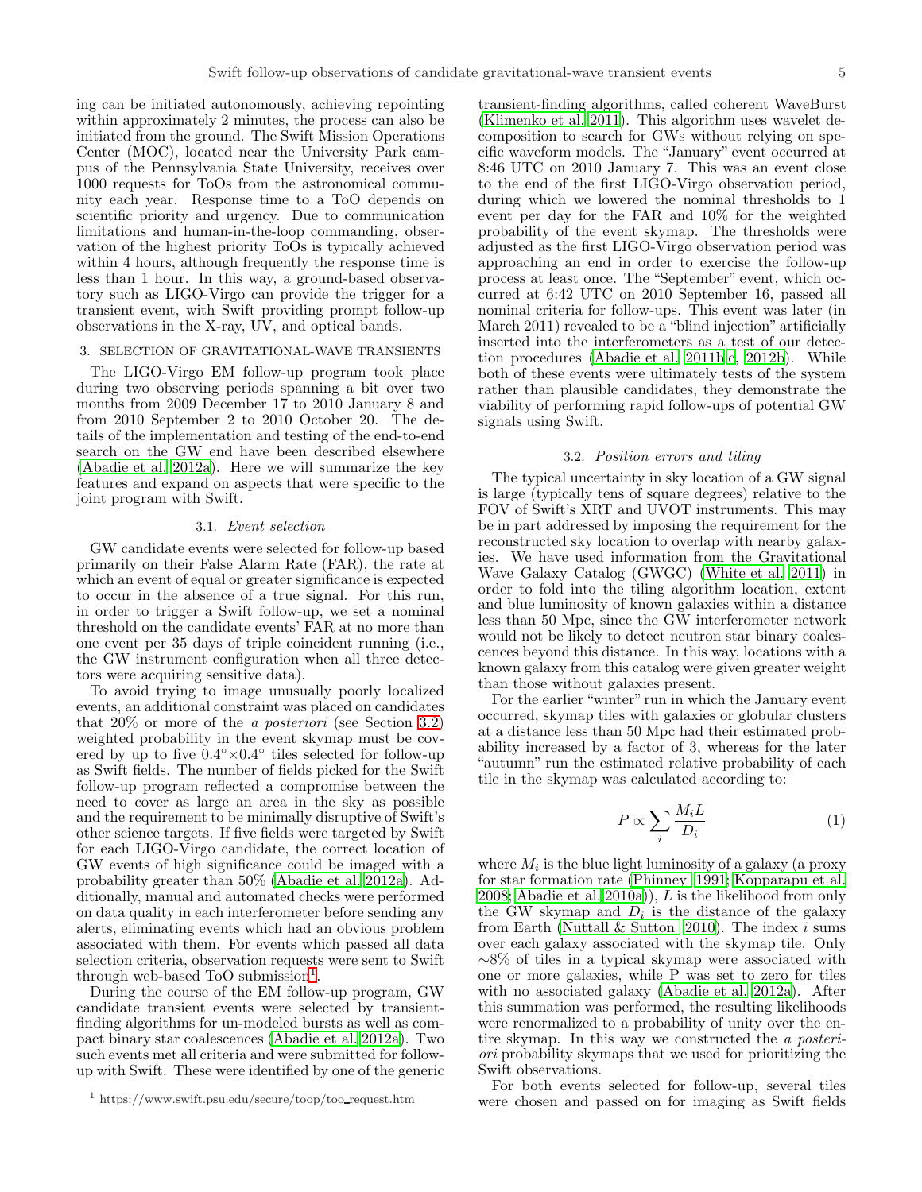ing can be initiated autonomously, achieving repointing within approximately 2 minutes, the process can also be initiated from the ground. The Swift Mission Operations Center (MOC), located near the University Park campus of the Pennsylvania State University, receives over 1000 requests for ToOs from the astronomical community each year. Response time to a ToO depends on scientific priority and urgency. Due to communication limitations and human-in-the-loop commanding, observation of the highest priority ToOs is typically achieved within 4 hours, although frequently the response time is less than 1 hour. In this way, a ground-based observatory such as LIGO-Virgo can provide the trigger for a transient event, with Swift providing prompt follow-up observations in the X-ray, UV, and optical bands.

## 3. SELECTION OF GRAVITATIONAL-WAVE TRANSIENTS

The LIGO-Virgo EM follow-up program took place during two observing periods spanning a bit over two months from 2009 December 17 to 2010 January 8 and from 2010 September 2 to 2010 October 20. The details of the implementation and testing of the end-to-end search on the GW end have been described elsewhere (Abadie et al. 2012a). Here we will summarize the key features and expand on aspects that were specific to the joint program with Swift.

### 3.1. *Event selection*

GW candidate events were selected for follow-up based primarily on their False Alarm Rate (FAR), the rate at which an event of equal or greater significance is expected to occur in the absence of a true signal. For this run, in order to trigger a Swift follow-up, we set a nominal threshold on the candidate events' FAR at no more than one event per 35 days of triple coincident running (i.e., the GW instrument configuration when all three detectors were acquiring sensitive data).

To avoid trying to image unusually poorly localized events, an additional constraint was placed on candidates that 20% or more of the *a posteriori* (see Section 3.2) weighted probability in the event skymap must be covered by up to five $0.4^{\circ}\times0.4^{\circ}$ tiles selected for follow-up as Swift fields. The number of fields picked for the Swift follow-up program reflected a compromise between the need to cover as large an area in the sky as possible and the requirement to be minimally disruptive of Swift's other science targets. If five fields were targeted by Swift for each LIGO-Virgo candidate, the correct location of GW events of high significance could be imaged with a probability greater than 50% (Abadie et al. 2012a). Additionally, manual and automated checks were performed on data quality in each interferometer before sending any alerts, eliminating events which had an obvious problem associated with them. For events which passed all data selection criteria, observation requests were sent to Swift through web-based ToO submission[1].

During the course of the EM follow-up program, GW candidate transient events were selected by transient-finding algorithms for un-modeled bursts as well as compact binary star coalescences (Abadie et al. 2012a). Two such events met all criteria and were submitted for follow-up with Swift. These were identified by one of the generic transient-finding algorithms, called coherent WaveBurst (Klimenko et al. 2011). This algorithm uses wavelet decomposition to search for GWs without relying on specific waveform models. The "January" event occurred at 8:46 UTC on 2010 January 7. This was an event close to the end of the first LIGO-Virgo observation period, during which we lowered the nominal thresholds to 1 event per day for the FAR and 10% for the weighted probability of the event skymap. The thresholds were adjusted as the first LIGO-Virgo observation period was approaching an end in order to exercise the follow-up process at least once. The "September" event, which occurred at 6:42 UTC on 2010 September 16, passed all nominal criteria for follow-ups. This event was later (in March 2011) revealed to be a "blind injection" artificially inserted into the interferometers as a test of our detection procedures (Abadie et al. 2011b,c, 2012b). While both of these events were ultimately tests of the system rather than plausible candidates, they demonstrate the viability of performing rapid follow-ups of potential GW signals using Swift.

### 3.2. *Position errors and tiling*

The typical uncertainty in sky location of a GW signal is large (typically tens of square degrees) relative to the FOV of Swift's XRT and UVOT instruments. This may be in part addressed by imposing the requirement for the reconstructed sky location to overlap with nearby galaxies. We have used information from the Gravitational Wave Galaxy Catalog (GWGC) (White et al. 2011) in order to fold into the tiling algorithm location, extent and blue luminosity of known galaxies within a distance less than 50 Mpc, since the GW interferometer network would not be likely to detect neutron star binary coalescences beyond this distance. In this way, locations with a known galaxy from this catalog were given greater weight than those without galaxies present.

For the earlier "winter" run in which the January event occurred, skymap tiles with galaxies or globular clusters at a distance less than 50 Mpc had their estimated probability increased by a factor of 3, whereas for the later "autumn" run the estimated relative probability of each tile in the skymap was calculated according to:

$$P \propto \sum_{i} \frac{M_i L}{D_i} \tag{1}$$

where $M_i$ is the blue light luminosity of a galaxy (a proxy for star formation rate (Phinney 1991; Kopparapu et al. 2008; Abadie et al. 2010a)), $L$ is the likelihood from only the GW skymap and $D_i$ is the distance of the galaxy from Earth (Nuttall & Sutton 2010). The index $i$ sums over each galaxy associated with the skymap tile. Only ∼8% of tiles in a typical skymap were associated with one or more galaxies, while P was set to zero for tiles with no associated galaxy (Abadie et al. 2012a). After this summation was performed, the resulting likelihoods were renormalized to a probability of unity over the entire skymap. In this way we constructed the *a posteriori* probability skymaps that we used for prioritizing the Swift observations.

For both events selected for follow-up, several tiles were chosen and passed on for imaging as Swift fields

[1] https://www.swift.psu.edu/secure/toop/too_request.htm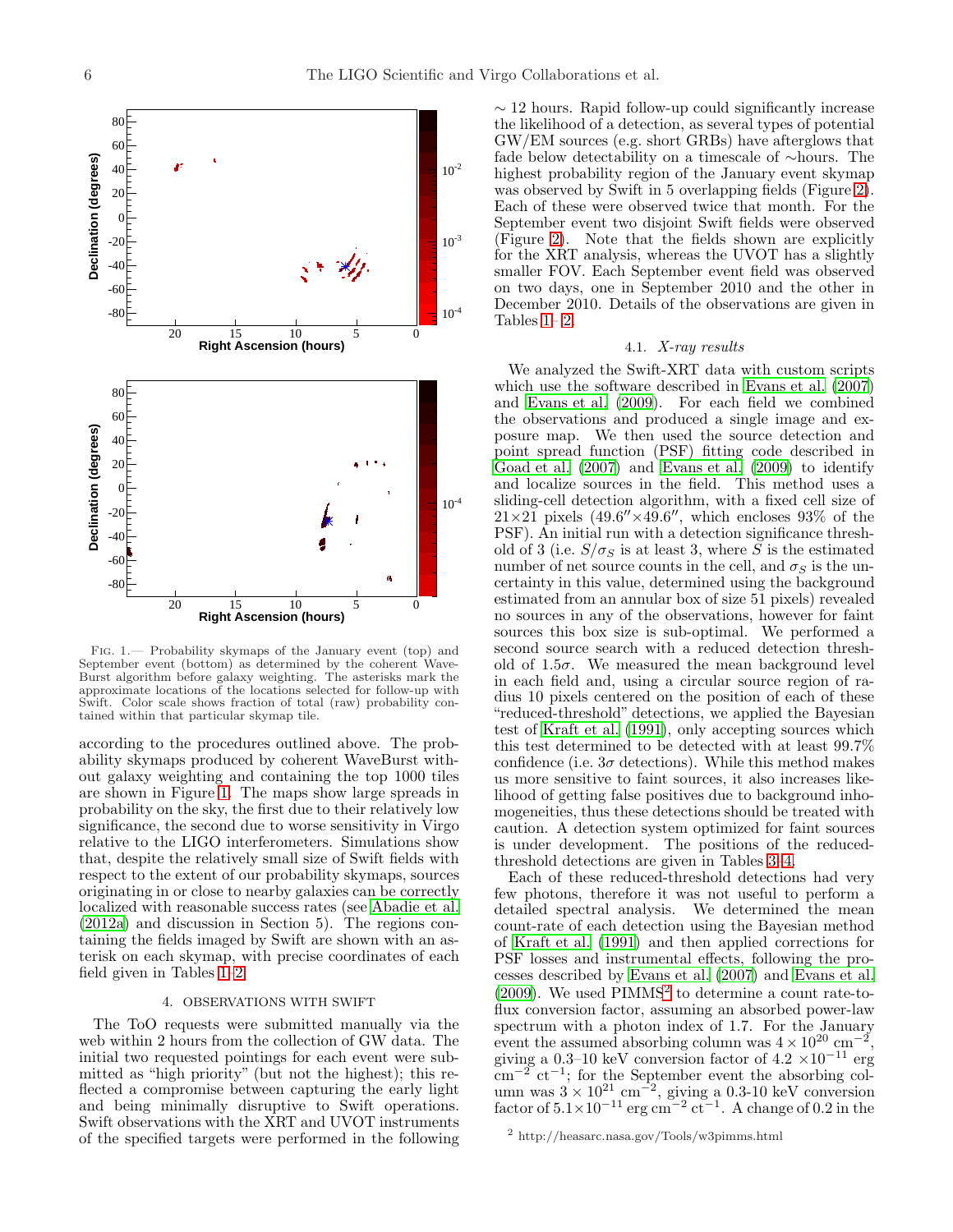Fig. 1.— Probability skymaps of the January event (top) and September event (bottom) as determined by the coherent WaveBurst algorithm before galaxy weighting. The asterisks mark the approximate locations of the locations selected for follow-up with Swift. Color scale shows fraction of total (raw) probability contained within that particular skymap tile.

according to the procedures outlined above. The probability skymaps produced by coherent WaveBurst without galaxy weighting and containing the top 1000 tiles are shown in Figure 1. The maps show large spreads in probability on the sky, the first due to their relatively low significance, the second due to worse sensitivity in Virgo relative to the LIGO interferometers. Simulations show that, despite the relatively small size of Swift fields with respect to the extent of our probability skymaps, sources originating in or close to nearby galaxies can be correctly localized with reasonable success rates (see Abadie et al. (2012a) and discussion in Section 5). The regions containing the fields imaged by Swift are shown with an asterisk on each skymap, with precise coordinates of each field given in Tables 1–2.

## 4. OBSERVATIONS WITH SWIFT

The ToO requests were submitted manually via the web within 2 hours from the collection of GW data. The initial two requested pointings for each event were submitted as "high priority" (but not the highest); this reflected a compromise between capturing the early light and being minimally disruptive to Swift operations. Swift observations with the XRT and UVOT instruments of the specified targets were performed in the following $\sim 12$ hours. Rapid follow-up could significantly increase the likelihood of a detection, as several types of potential GW/EM sources (e.g. short GRBs) have afterglows that fade below detectability on a timescale of $\sim$hours. The highest probability region of the January event skymap was observed by Swift in 5 overlapping fields (Figure 2). Each of these were observed twice that month. For the September event two disjoint Swift fields were observed (Figure 2). Note that the fields shown are explicitly for the XRT analysis, whereas the UVOT has a slightly smaller FOV. Each September event field was observed on two days, one in September 2010 and the other in December 2010. Details of the observations are given in Tables 1–2.

### 4.1. *X-ray results*

We analyzed the Swift-XRT data with custom scripts which use the software described in Evans et al. (2007) and Evans et al. (2009). For each field we combined the observations and produced a single image and exposure map. We then used the source detection and point spread function (PSF) fitting code described in Goad et al. (2007) and Evans et al. (2009) to identify and localize sources in the field. This method uses a sliding-cell detection algorithm, with a fixed cell size of $21\times21$ pixels ($49.6''\times49.6''$, which encloses 93% of the PSF). An initial run with a detection significance threshold of 3 (i.e. $S/\sigma_S$ is at least 3, where $S$ is the estimated number of net source counts in the cell, and $\sigma_S$ is the uncertainty in this value, determined using the background estimated from an annular box of size 51 pixels) revealed no sources in any of the observations, however for faint sources this box size is sub-optimal. We performed a second source search with a reduced detection threshold of $1.5\sigma$. We measured the mean background level in each field and, using a circular source region of radius 10 pixels centered on the position of each of these "reduced-threshold" detections, we applied the Bayesian test of Kraft et al. (1991), only accepting sources which this test determined to be detected with at least 99.7% confidence (i.e. $3\sigma$ detections). While this method makes us more sensitive to faint sources, it also increases likelihood of getting false positives due to background inhomogeneities, thus these detections should be treated with caution. A detection system optimized for faint sources is under development. The positions of the reduced-threshold detections are given in Tables 3–4.

Each of these reduced-threshold detections had very few photons, therefore it was not useful to perform a detailed spectral analysis. We determined the mean count-rate of each detection using the Bayesian method of Kraft et al. (1991) and then applied corrections for PSF losses and instrumental effects, following the processes described by Evans et al. (2007) and Evans et al. (2009). We used PIMMS[2] to determine a count rate-to-flux conversion factor, assuming an absorbed power-law spectrum with a photon index of 1.7. For the January event the assumed absorbing column was $4\times10^{20}$ cm$^{-2}$, giving a 0.3–10 keV conversion factor of 4.2 $\times10^{-11}$ erg cm$^{-2}$ ct$^{-1}$; for the September event the absorbing column was $3\times10^{21}$ cm$^{-2}$, giving a 0.3-10 keV conversion factor of $5.1\times10^{-11}$ erg cm$^{-2}$ ct$^{-1}$. A change of 0.2 in the

[2] http://heasarc.nasa.gov/Tools/w3pimms.html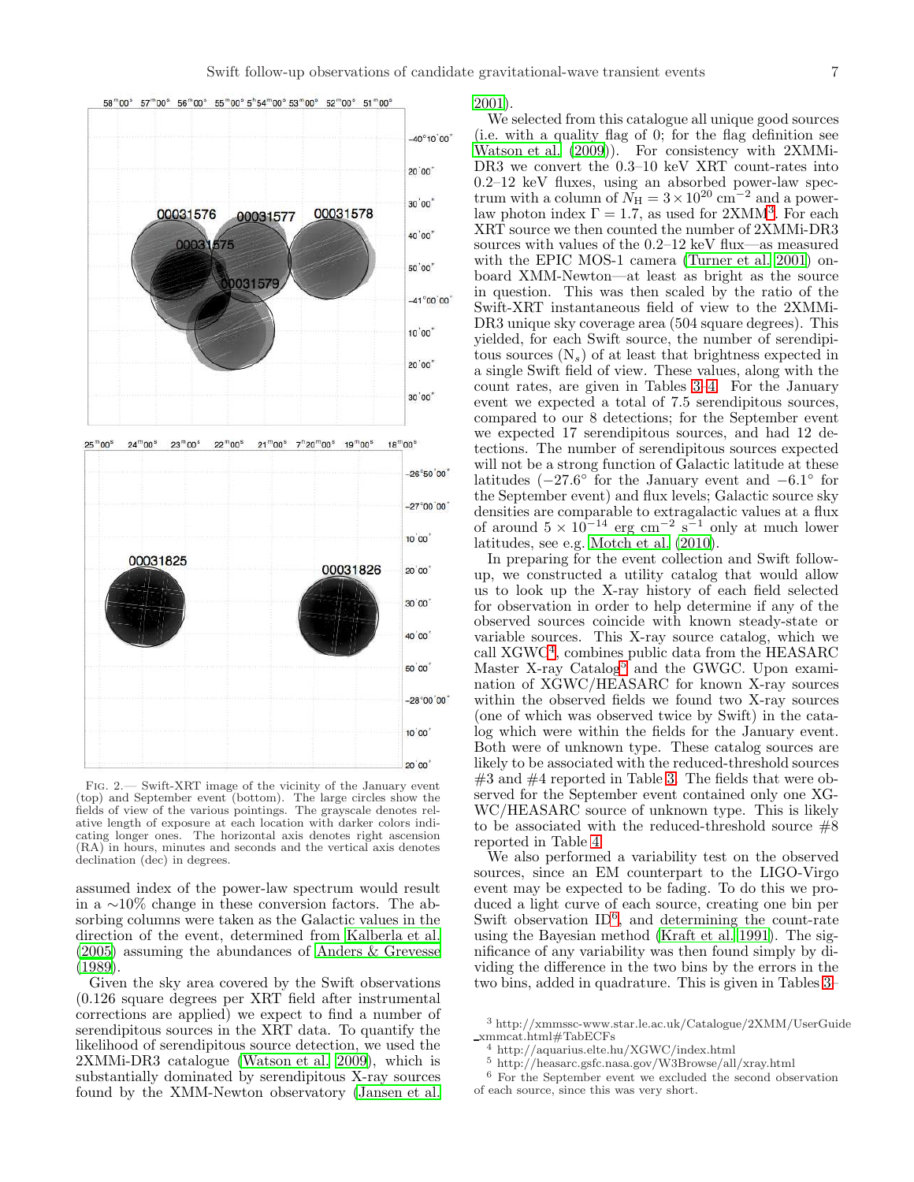FIG. 2.— Swift-XRT image of the vicinity of the January event (top) and September event (bottom). The large circles show the fields of view of the various pointings. The grayscale denotes relative length of exposure at each location with darker colors indicating longer ones. The horizontal axis denotes right ascension (RA) in hours, minutes and seconds and the vertical axis denotes declination (dec) in degrees.

assumed index of the power-law spectrum would result in a ∼10% change in these conversion factors. The absorbing columns were taken as the Galactic values in the direction of the event, determined from Kalberla et al. (2005) assuming the abundances of Anders & Grevesse (1989).

Given the sky area covered by the Swift observations (0.126 square degrees per XRT field after instrumental corrections are applied) we expect to find a number of serendipitous sources in the XRT data. To quantify the likelihood of serendipitous source detection, we used the 2XMMi-DR3 catalogue (Watson et al. 2009), which is substantially dominated by serendipitous X-ray sources found by the XMM-Newton observatory (Jansen et al. 2001).

We selected from this catalogue all unique good sources (i.e. with a quality flag of 0; for the flag definition see Watson et al. (2009)). For consistency with 2XMMi-DR3 we convert the 0.3–10 keV XRT count-rates into 0.2–12 keV fluxes, using an absorbed power-law spectrum with a column of $N_{\rm H} = 3 \times 10^{20}$ cm$^{-2}$ and a power-law photon index $\Gamma = 1.7$, as used for 2XMM[3]. For each XRT source we then counted the number of 2XMMi-DR3 sources with values of the 0.2–12 keV flux—as measured with the EPIC MOS-1 camera (Turner et al. 2001) onboard XMM-Newton—at least as bright as the source in question. This was then scaled by the ratio of the Swift-XRT instantaneous field of view to the 2XMMi-DR3 unique sky coverage area (504 square degrees). This yielded, for each Swift source, the number of serendipitous sources ($N_s$) of at least that brightness expected in a single Swift field of view. These values, along with the count rates, are given in Tables 3–4. For the January event we expected a total of 7.5 serendipitous sources, compared to our 8 detections; for the September event we expected 17 serendipitous sources, and had 12 detections. The number of serendipitous sources expected will not be a strong function of Galactic latitude at these latitudes ($-27.6^{\circ}$ for the January event and $-6.1^{\circ}$ for the September event) and flux levels; Galactic source sky densities are comparable to extragalactic values at a flux of around $5 \times 10^{-14}$ erg cm$^{-2}$ s$^{-1}$ only at much lower latitudes, see e.g. Motch et al. (2010).

In preparing for the event collection and Swift follow-up, we constructed a utility catalog that would allow us to look up the X-ray history of each field selected for observation in order to help determine if any of the observed sources coincide with known steady-state or variable sources. This X-ray source catalog, which we call XGWC[4], combines public data from the HEASARC Master X-ray Catalog[5] and the GWGC. Upon examination of XGWC/HEASARC for known X-ray sources within the observed fields we found two X-ray sources (one of which was observed twice by Swift) in the catalog which were within the fields for the January event. Both were of unknown type. These catalog sources are likely to be associated with the reduced-threshold sources #3 and #4 reported in Table 3. The fields that were observed for the September event contained only one XGWC/HEASARC source of unknown type. This is likely to be associated with the reduced-threshold source #8 reported in Table 4.

We also performed a variability test on the observed sources, since an EM counterpart to the LIGO-Virgo event may be expected to be fading. To do this we produced a light curve of each source, creating one bin per Swift observation ID[6], and determining the count-rate using the Bayesian method (Kraft et al. 1991). The significance of any variability was then found simply by dividing the difference in the two bins by the errors in the two bins, added in quadrature. This is given in Tables 3–

[3] http://xmmssc-www.star.le.ac.uk/Catalogue/2XMM/UserGuide_xmmcat.html#TabECFs

[4] http://aquarius.elte.hu/XGWC/index.html

[5] http://heasarc.gsfc.nasa.gov/W3Browse/all/xray.html

[6] For the September event we excluded the second observation of each source, since this was very short.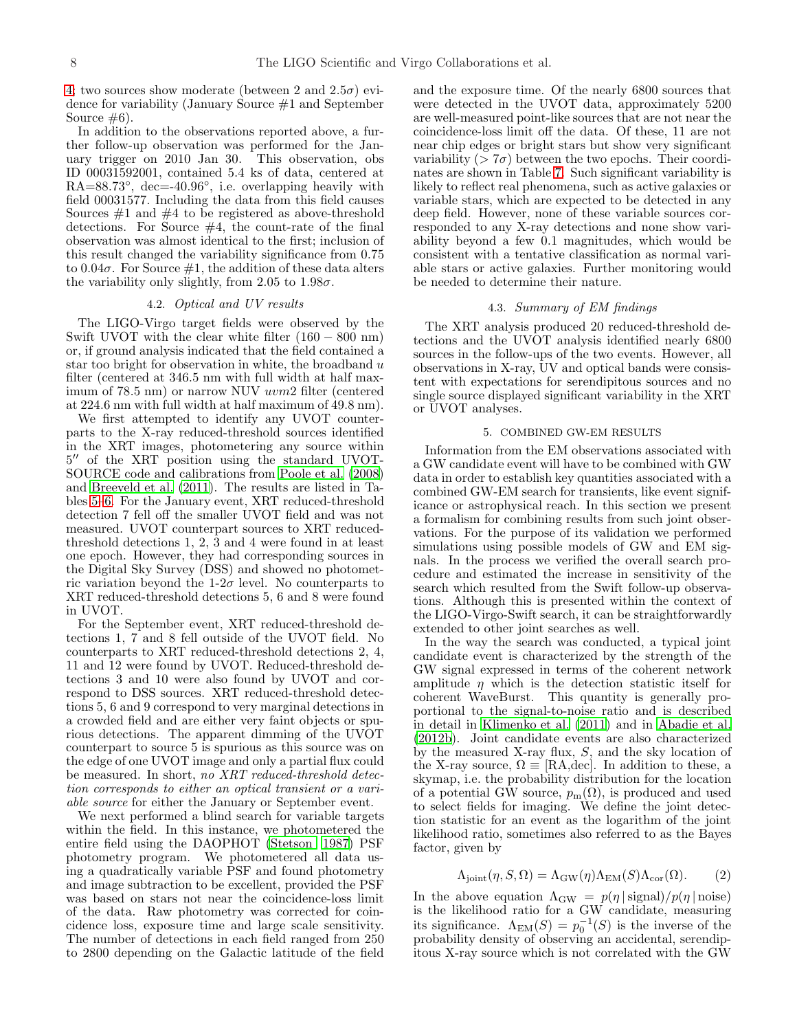4; two sources show moderate (between 2 and 2.5$\sigma$) evidence for variability (January Source #1 and September Source #6).

In addition to the observations reported above, a further follow-up observation was performed for the January trigger on 2010 Jan 30. This observation, obs ID 00031592001, contained 5.4 ks of data, centered at RA=88.73°, dec=-40.96°, i.e. overlapping heavily with field 00031577. Including the data from this field causes Sources #1 and #4 to be registered as above-threshold detections. For Source #4, the count-rate of the final observation was almost identical to the first; inclusion of this result changed the variability significance from 0.75 to 0.04$\sigma$. For Source #1, the addition of these data alters the variability only slightly, from 2.05 to 1.98$\sigma$.

### 4.2. *Optical and UV results*

The LIGO-Virgo target fields were observed by the Swift UVOT with the clear white filter (160 − 800 nm) or, if ground analysis indicated that the field contained a star too bright for observation in white, the broadband $u$ filter (centered at 346.5 nm with full width at half maximum of 78.5 nm) or narrow NUV $uvm2$ filter (centered at 224.6 nm with full width at half maximum of 49.8 nm).

We first attempted to identify any UVOT counterparts to the X-ray reduced-threshold sources identified in the XRT images, photometering any source within 5″ of the XRT position using the standard UVOT-SOURCE code and calibrations from Poole et al. (2008) and Breeveld et al. (2011). The results are listed in Tables 5–6. For the January event, XRT reduced-threshold detection 7 fell off the smaller UVOT field and was not measured. UVOT counterpart sources to XRT reduced-threshold detections 1, 2, 3 and 4 were found in at least one epoch. However, they had corresponding sources in the Digital Sky Survey (DSS) and showed no photometric variation beyond the 1-2$\sigma$ level. No counterparts to XRT reduced-threshold detections 5, 6 and 8 were found in UVOT.

For the September event, XRT reduced-threshold detections 1, 7 and 8 fell outside of the UVOT field. No counterparts to XRT reduced-threshold detections 2, 4, 11 and 12 were found by UVOT. Reduced-threshold detections 3 and 10 were also found by UVOT and correspond to DSS sources. XRT reduced-threshold detections 5, 6 and 9 correspond to very marginal detections in a crowded field and are either very faint objects or spurious detections. The apparent dimming of the UVOT counterpart to source 5 is spurious as this source was on the edge of one UVOT image and only a partial flux could be measured. In short, *no XRT reduced-threshold detection corresponds to either an optical transient or a variable source* for either the January or September event.

We next performed a blind search for variable targets within the field. In this instance, we photometered the entire field using the DAOPHOT (Stetson 1987) PSF photometry program. We photometered all data using a quadratically variable PSF and found photometry and image subtraction to be excellent, provided the PSF was based on stars not near the coincidence-loss limit of the data. Raw photometry was corrected for coincidence loss, exposure time and large scale sensitivity. The number of detections in each field ranged from 250 to 2800 depending on the Galactic latitude of the field and the exposure time. Of the nearly 6800 sources that were detected in the UVOT data, approximately 5200 are well-measured point-like sources that are not near the coincidence-loss limit off the data. Of these, 11 are not near chip edges or bright stars but show very significant variability ($> 7\sigma$) between the two epochs. Their coordinates are shown in Table 7. Such significant variability is likely to reflect real phenomena, such as active galaxies or variable stars, which are expected to be detected in any deep field. However, none of these variable sources corresponded to any X-ray detections and none show variability beyond a few 0.1 magnitudes, which would be consistent with a tentative classification as normal variable stars or active galaxies. Further monitoring would be needed to determine their nature.

### 4.3. *Summary of EM findings*

The XRT analysis produced 20 reduced-threshold detections and the UVOT analysis identified nearly 6800 sources in the follow-ups of the two events. However, all observations in X-ray, UV and optical bands were consistent with expectations for serendipitous sources and no single source displayed significant variability in the XRT or UVOT analyses.

## 5. COMBINED GW-EM RESULTS

Information from the EM observations associated with a GW candidate event will have to be combined with GW data in order to establish key quantities associated with a combined GW-EM search for transients, like event significance or astrophysical reach. In this section we present a formalism for combining results from such joint observations. For the purpose of its validation we performed simulations using possible models of GW and EM signals. In the process we verified the overall search procedure and estimated the increase in sensitivity of the search which resulted from the Swift follow-up observations. Although this is presented within the context of the LIGO-Virgo-Swift search, it can be straightforwardly extended to other joint searches as well.

In the way the search was conducted, a typical joint candidate event is characterized by the strength of the GW signal expressed in terms of the coherent network amplitude $\eta$ which is the detection statistic itself for coherent WaveBurst. This quantity is generally proportional to the signal-to-noise ratio and is described in detail in Klimenko et al. (2011) and in Abadie et al. (2012b). Joint candidate events are also characterized by the measured X-ray flux, $S$, and the sky location of the X-ray source, $\Omega \equiv$ [RA,dec]. In addition to these, a skymap, i.e. the probability distribution for the location of a potential GW source, $p_{\rm m}(\Omega)$, is produced and used to select fields for imaging. We define the joint detection statistic for an event as the logarithm of the joint likelihood ratio, sometimes also referred to as the Bayes factor, given by

$$\Lambda_{\rm joint}(\eta, S, \Omega) = \Lambda_{\rm GW}(\eta)\Lambda_{\rm EM}(S)\Lambda_{\rm cor}(\Omega). \qquad (2)$$

In the above equation $\Lambda_{\rm GW} = p(\eta\,|\,{\rm signal})/p(\eta\,|\,{\rm noise})$ is the likelihood ratio for a GW candidate, measuring its significance. $\Lambda_{\rm EM}(S) = p_0^{-1}(S)$ is the inverse of the probability density of observing an accidental, serendipitous X-ray source which is not correlated with the GW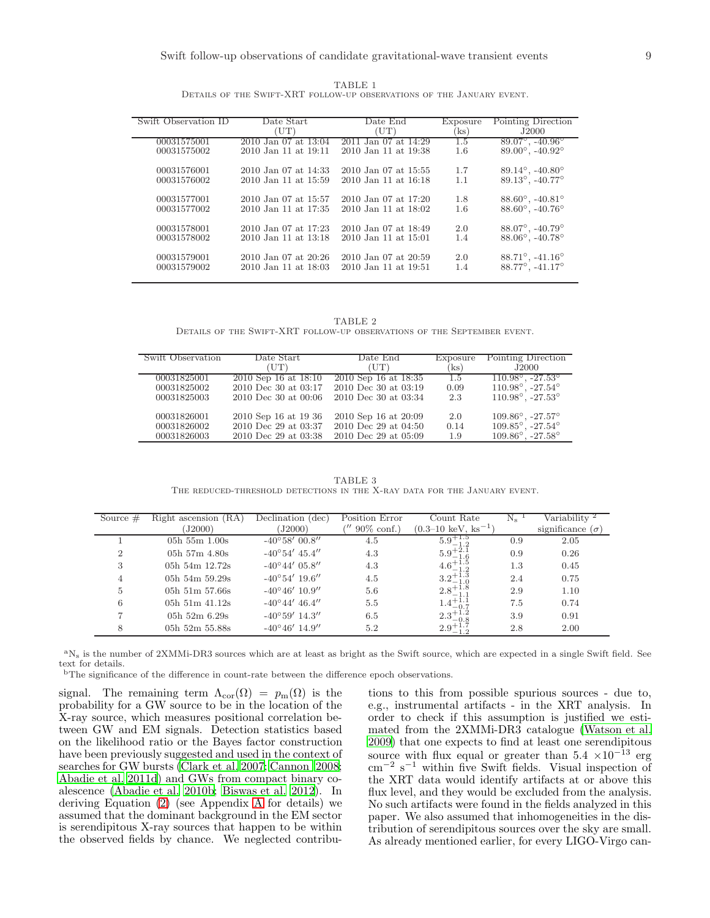TABLE 1
Details of the Swift-XRT follow-up observations of the January event.

| Swift Observation ID | Date Start (UT) | Date End (UT) | Exposure (ks) | Pointing Direction J2000 |
|---|---|---|---|---|
| 00031575001 | 2010 Jan 07 at 13:04 | 2011 Jan 07 at 14:29 | 1.5 | 89.07°, -40.96° |
| 00031575002 | 2010 Jan 11 at 19:11 | 2010 Jan 11 at 19:38 | 1.6 | 89.00°, -40.92° |
| 00031576001 | 2010 Jan 07 at 14:33 | 2010 Jan 07 at 15:55 | 1.7 | 89.14°, -40.80° |
| 00031576002 | 2010 Jan 11 at 15:59 | 2010 Jan 11 at 16:18 | 1.1 | 89.13°, -40.77° |
| 00031577001 | 2010 Jan 07 at 15:57 | 2010 Jan 07 at 17:20 | 1.8 | 88.60°, -40.81° |
| 00031577002 | 2010 Jan 11 at 17:35 | 2010 Jan 11 at 18:02 | 1.6 | 88.60°, -40.76° |
| 00031578001 | 2010 Jan 07 at 17:23 | 2010 Jan 07 at 18:49 | 2.0 | 88.07°, -40.79° |
| 00031578002 | 2010 Jan 11 at 13:18 | 2010 Jan 11 at 15:01 | 1.4 | 88.06°, -40.78° |
| 00031579001 | 2010 Jan 07 at 20:26 | 2010 Jan 07 at 20:59 | 2.0 | 88.71°, -41.16° |
| 00031579002 | 2010 Jan 11 at 18:03 | 2010 Jan 11 at 19:51 | 1.4 | 88.77°, -41.17° |

TABLE 2
Details of the Swift-XRT follow-up observations of the September event.

| Swift Observation | Date Start (UT) | Date End (UT) | Exposure (ks) | Pointing Direction J2000 |
|---|---|---|---|---|
| 00031825001 | 2010 Sep 16 at 18:10 | 2010 Sep 16 at 18:35 | 1.5 | 110.98°, -27.53° |
| 00031825002 | 2010 Dec 30 at 03:17 | 2010 Dec 30 at 03:19 | 0.09 | 110.98°, -27.54° |
| 00031825003 | 2010 Dec 30 at 00:06 | 2010 Dec 30 at 03:34 | 2.3 | 110.98°, -27.53° |
| 00031826001 | 2010 Sep 16 at 19 36 | 2010 Sep 16 at 20:09 | 2.0 | 109.86°, -27.57° |
| 00031826002 | 2010 Dec 29 at 03:37 | 2010 Dec 29 at 04:50 | 0.14 | 109.85°, -27.54° |
| 00031826003 | 2010 Dec 29 at 03:38 | 2010 Dec 29 at 05:09 | 1.9 | 109.86°, -27.58° |

TABLE 3
The reduced-threshold detections in the X-ray data for the January event.

| Source # | Right ascension (RA) (J2000) | Declination (dec) (J2000) | Position Error ($''$ 90% conf.) | Count Rate (0.3–10 keV, ks$^{-1}$) | $N_s$ [a] | Variability [b] significance ($\sigma$) |
|---|---|---|---|---|---|---|
| 1 | 05h 55m 1.00s | -40°58′ 00.8″ | 4.5 | $5.9^{+1.5}_{-1.2}$ | 0.9 | 2.05 |
| 2 | 05h 57m 4.80s | -40°54′ 45.4″ | 4.3 | $5.9^{+2.1}_{-1.6}$ | 0.9 | 0.26 |
| 3 | 05h 54m 12.72s | -40°44′ 05.8″ | 4.3 | $4.6^{+1.5}_{-1.2}$ | 1.3 | 0.45 |
| 4 | 05h 54m 59.29s | -40°54′ 19.6″ | 4.5 | $3.2^{+1.3}_{-1.0}$ | 2.4 | 0.75 |
| 5 | 05h 51m 57.66s | -40°46′ 10.9″ | 5.6 | $2.8^{+1.8}_{-1.1}$ | 2.9 | 1.10 |
| 6 | 05h 51m 41.12s | -40°44′ 46.4″ | 5.5 | $1.4^{+1.1}_{-0.7}$ | 7.5 | 0.74 |
| 7 | 05h 52m 6.29s | -40°59′ 14.3″ | 6.5 | $2.3^{+1.2}_{-0.8}$ | 3.9 | 0.91 |
| 8 | 05h 52m 55.88s | -40°46′ 14.9″ | 5.2 | $2.9^{+1.7}_{-1.2}$ | 2.8 | 2.00 |

[a] $N_s$ is the number of 2XMMi-DR3 sources which are at least as bright as the Swift source, which are expected in a single Swift field. See text for details.
[b] The significance of the difference in count-rate between the difference epoch observations.

signal. The remaining term $\Lambda_{\rm cor}(\Omega) = p_{\rm m}(\Omega)$ is the probability for a GW source to be in the location of the X-ray source, which measures positional correlation between GW and EM signals. Detection statistics based on the likelihood ratio or the Bayes factor construction have been previously suggested and used in the context of searches for GW bursts (Clark et al. 2007; Cannon 2008; Abadie et al. 2011d) and GWs from compact binary coalescence (Abadie et al. 2010b; Biswas et al. 2012). In deriving Equation (2) (see Appendix A for details) we assumed that the dominant background in the EM sector is serendipitous X-ray sources that happen to be within the observed fields by chance. We neglected contributions to this from possible spurious sources - due to, e.g., instrumental artifacts - in the XRT analysis. In order to check if this assumption is justified we estimated from the 2XMMi-DR3 catalogue (Watson et al. 2009) that one expects to find at least one serendipitous source with flux equal or greater than $5.4\times10^{-13}$ erg cm$^{-2}$ s$^{-1}$ within five Swift fields. Visual inspection of the XRT data would identify artifacts at or above this flux level, and they would be excluded from the analysis. No such artifacts were found in the fields analyzed in this paper. We also assumed that inhomogeneities in the distribution of serendipitous sources over the sky are small. As already mentioned earlier, for every LIGO-Virgo can-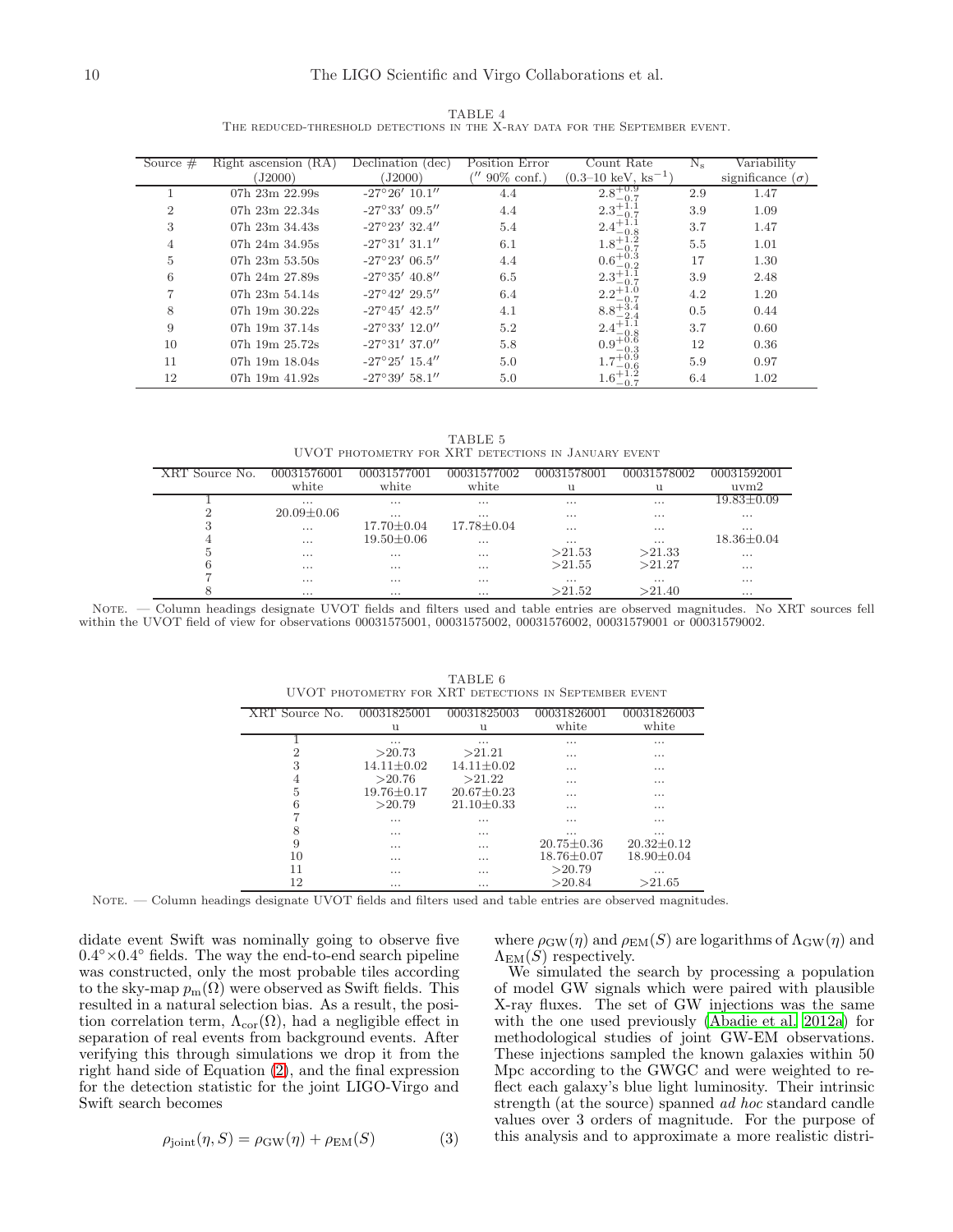TABLE 4
The reduced-threshold detections in the X-ray data for the September event.

| Source # | Right ascension (RA) (J2000) | Declination (dec) (J2000) | Position Error ($''$ 90% conf.) | Count Rate (0.3–10 keV, ks$^{-1}$) | $N_s$ | Variability significance ($\sigma$) |
|---|---|---|---|---|---|---|
| 1 | 07h 23m 22.99s | -27°26′ 10.1″ | 4.4 | $2.8^{+0.9}_{-0.7}$ | 2.9 | 1.47 |
| 2 | 07h 23m 22.34s | -27°33′ 09.5″ | 4.4 | $2.3^{+1.1}_{-0.7}$ | 3.9 | 1.09 |
| 3 | 07h 23m 34.43s | -27°23′ 32.4″ | 5.4 | $2.4^{+1.1}_{-0.8}$ | 3.7 | 1.47 |
| 4 | 07h 24m 34.95s | -27°31′ 31.1″ | 6.1 | $1.8^{+1.2}_{-0.7}$ | 5.5 | 1.01 |
| 5 | 07h 23m 53.50s | -27°23′ 06.5″ | 4.4 | $0.6^{+0.3}_{-0.2}$ | 17 | 1.30 |
| 6 | 07h 24m 27.89s | -27°35′ 40.8″ | 6.5 | $2.3^{+1.1}_{-0.7}$ | 3.9 | 2.48 |
| 7 | 07h 23m 54.14s | -27°42′ 29.5″ | 6.4 | $2.2^{+1.0}_{-0.7}$ | 4.2 | 1.20 |
| 8 | 07h 19m 30.22s | -27°45′ 42.5″ | 4.1 | $8.8^{+3.4}_{-2.4}$ | 0.5 | 0.44 |
| 9 | 07h 19m 37.14s | -27°33′ 12.0″ | 5.2 | $2.4^{+1.1}_{-0.8}$ | 3.7 | 0.60 |
| 10 | 07h 19m 25.72s | -27°31′ 37.0″ | 5.8 | $0.9^{+0.6}_{-0.3}$ | 12 | 0.36 |
| 11 | 07h 19m 18.04s | -27°25′ 15.4″ | 5.0 | $1.7^{+0.9}_{-0.6}$ | 5.9 | 0.97 |
| 12 | 07h 19m 41.92s | -27°39′ 58.1″ | 5.0 | $1.6^{+1.2}_{-0.7}$ | 6.4 | 1.02 |

TABLE 5
UVOT photometry for XRT detections in January event

| XRT Source No. | 00031576001 white | 00031577001 white | 00031577002 white | 00031578001 u | 00031578002 u | 00031592001 uvm2 |
|---|---|---|---|---|---|---|
| 1 | ... | ... | ... | ... | ... | 19.83±0.09 |
| 2 | 20.09±0.06 | ... | ... | ... | ... | ... |
| 3 | ... | 17.70±0.04 | 17.78±0.04 | ... | ... | ... |
| 4 | ... | 19.50±0.06 | ... | ... | ... | 18.36±0.04 |
| 5 | ... | ... | ... | >21.53 | >21.33 | ... |
| 6 | ... | ... | ... | >21.55 | >21.27 | ... |
| 7 | ... | ... | ... | ... | ... | ... |
| 8 | ... | ... | ... | >21.52 | >21.40 | ... |

Note. — Column headings designate UVOT fields and filters used and table entries are observed magnitudes. No XRT sources fell within the UVOT field of view for observations 00031575001, 00031575002, 00031576002, 00031579001 or 00031579002.

TABLE 6
UVOT photometry for XRT detections in September event

| XRT Source No. | 00031825001 u | 00031825003 u | 00031826001 white | 00031826003 white |
|---|---|---|---|---|
| 1 | ... | ... | ... | ... |
| 2 | >20.73 | >21.21 | ... | ... |
| 3 | 14.11±0.02 | 14.11±0.02 | ... | ... |
| 4 | >20.76 | >21.22 | ... | ... |
| 5 | 19.76±0.17 | 20.67±0.23 | ... | ... |
| 6 | >20.79 | 21.10±0.33 | ... | ... |
| 7 | ... | ... | ... | ... |
| 8 | ... | ... | ... | ... |
| 9 | ... | ... | 20.75±0.36 | 20.32±0.12 |
| 10 | ... | ... | 18.76±0.07 | 18.90±0.04 |
| 11 | ... | ... | >20.79 | ... |
| 12 | ... | ... | >20.84 | >21.65 |

Note. — Column headings designate UVOT fields and filters used and table entries are observed magnitudes.

didate event Swift was nominally going to observe five $0.4^{\circ}\times0.4^{\circ}$ fields. The way the end-to-end search pipeline was constructed, only the most probable tiles according to the sky-map $p_{\rm m}(\Omega)$ were observed as Swift fields. This resulted in a natural selection bias. As a result, the position correlation term, $\Lambda_{\rm cor}(\Omega)$, had a negligible effect in separation of real events from background events. After verifying this through simulations we drop it from the right hand side of Equation (2), and the final expression for the detection statistic for the joint LIGO-Virgo and Swift search becomes

$$\rho_{\rm joint}(\eta, S) = \rho_{\rm GW}(\eta) + \rho_{\rm EM}(S) \qquad (3)$$

where $\rho_{\rm GW}(\eta)$ and $\rho_{\rm EM}(S)$ are logarithms of $\Lambda_{\rm GW}(\eta)$ and $\Lambda_{\rm EM}(S)$ respectively.

We simulated the search by processing a population of model GW signals which were paired with plausible X-ray fluxes. The set of GW injections was the same with the one used previously (Abadie et al. 2012a) for methodological studies of joint GW-EM observations. These injections sampled the known galaxies within 50 Mpc according to the GWGC and were weighted to reflect each galaxy's blue light luminosity. Their intrinsic strength (at the source) spanned *ad hoc* standard candle values over 3 orders of magnitude. For the purpose of this analysis and to approximate a more realistic distri-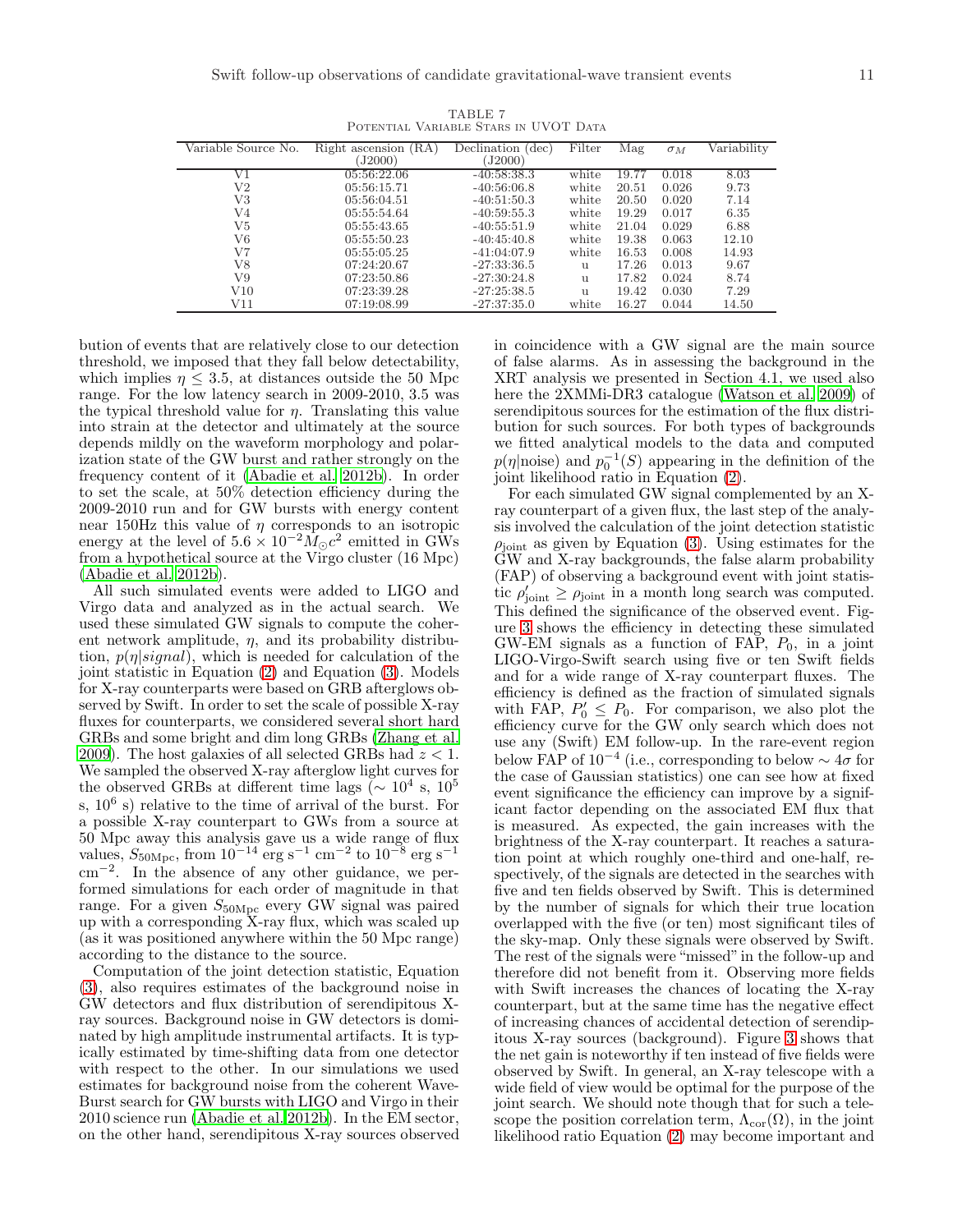TABLE 7
Potential Variable Stars in UVOT Data

| Variable Source No. | Right ascension (RA) (J2000) | Declination (dec) (J2000) | Filter | Mag | $\sigma_M$ | Variability |
|---|---|---|---|---|---|---|
| V1 | 05:56:22.06 | -40:58:38.3 | white | 19.77 | 0.018 | 8.03 |
| V2 | 05:56:15.71 | -40:56:06.8 | white | 20.51 | 0.026 | 9.73 |
| V3 | 05:56:04.51 | -40:51:50.3 | white | 20.50 | 0.020 | 7.14 |
| V4 | 05:55:54.64 | -40:59:55.3 | white | 19.29 | 0.017 | 6.35 |
| V5 | 05:55:43.65 | -40:55:51.9 | white | 21.04 | 0.029 | 6.88 |
| V6 | 05:55:50.23 | -40:45:40.8 | white | 19.38 | 0.063 | 12.10 |
| V7 | 05:55:05.25 | -41:04:07.9 | white | 16.53 | 0.008 | 14.93 |
| V8 | 07:24:20.67 | -27:33:36.5 | u | 17.26 | 0.013 | 9.67 |
| V9 | 07:23:50.86 | -27:30:24.8 | u | 17.82 | 0.024 | 8.74 |
| V10 | 07:23:39.28 | -27:25:38.5 | u | 19.42 | 0.030 | 7.29 |
| V11 | 07:19:08.99 | -27:37:35.0 | white | 16.27 | 0.044 | 14.50 |

bution of events that are relatively close to our detection threshold, we imposed that they fall below detectability, which implies $\eta \leq 3.5$, at distances outside the 50 Mpc range. For the low latency search in 2009-2010, 3.5 was the typical threshold value for $\eta$. Translating this value into strain at the detector and ultimately at the source depends mildly on the waveform morphology and polarization state of the GW burst and rather strongly on the frequency content of it (Abadie et al. 2012b). In order to set the scale, at 50% detection efficiency during the 2009-2010 run and for GW bursts with energy content near 150Hz this value of $\eta$ corresponds to an isotropic energy at the level of $5.6 \times 10^{-2} M_{\odot}c^2$ emitted in GWs from a hypothetical source at the Virgo cluster (16 Mpc) (Abadie et al. 2012b).

All such simulated events were added to LIGO and Virgo data and analyzed as in the actual search. We used these simulated GW signals to compute the coherent network amplitude, $\eta$, and its probability distribution, $p(\eta|signal)$, which is needed for calculation of the joint statistic in Equation (2) and Equation (3). Models for X-ray counterparts were based on GRB afterglows observed by Swift. In order to set the scale of possible X-ray fluxes for counterparts, we considered several short hard GRBs and some bright and dim long GRBs (Zhang et al. 2009). The host galaxies of all selected GRBs had $z < 1$. We sampled the observed X-ray afterglow light curves for the observed GRBs at different time lags ($\sim 10^4$ s, $10^5$ s, $10^6$ s) relative to the time of arrival of the burst. For a possible X-ray counterpart to GWs from a source at 50 Mpc away this analysis gave us a wide range of flux values, $S_{50\mathrm{Mpc}}$, from $10^{-14}$ erg s$^{-1}$ cm$^{-2}$ to $10^{-8}$ erg s$^{-1}$ cm$^{-2}$. In the absence of any other guidance, we performed simulations for each order of magnitude in that range. For a given $S_{50\mathrm{Mpc}}$ every GW signal was paired up with a corresponding X-ray flux, which was scaled up (as it was positioned anywhere within the 50 Mpc range) according to the distance to the source.

Computation of the joint detection statistic, Equation (3), also requires estimates of the background noise in GW detectors and flux distribution of serendipitous X-ray sources. Background noise in GW detectors is dominated by high amplitude instrumental artifacts. It is typically estimated by time-shifting data from one detector with respect to the other. In our simulations we used estimates for background noise from the coherent WaveBurst search for GW bursts with LIGO and Virgo in their 2010 science run (Abadie et al. 2012b). In the EM sector, on the other hand, serendipitous X-ray sources observed in coincidence with a GW signal are the main source of false alarms. As in assessing the background in the XRT analysis we presented in Section 4.1, we used also here the 2XMMi-DR3 catalogue (Watson et al. 2009) of serendipitous sources for the estimation of the flux distribution for such sources. For both types of backgrounds we fitted analytical models to the data and computed $p(\eta|\mathrm{noise})$ and $p_0^{-1}(S)$ appearing in the definition of the joint likelihood ratio in Equation (2).

For each simulated GW signal complemented by an X-ray counterpart of a given flux, the last step of the analysis involved the calculation of the joint detection statistic $\rho_{\mathrm{joint}}$ as given by Equation (3). Using estimates for the GW and X-ray backgrounds, the false alarm probability (FAP) of observing a background event with joint statistic $\rho'_{\mathrm{joint}} \geq \rho_{\mathrm{joint}}$ in a month long search was computed. This defined the significance of the observed event. Figure 3 shows the efficiency in detecting these simulated GW-EM signals as a function of FAP, $P_0$, in a joint LIGO-Virgo-Swift search using five or ten Swift fields and for a wide range of X-ray counterpart fluxes. The efficiency is defined as the fraction of simulated signals with FAP, $P'_0 \leq P_0$. For comparison, we also plot the efficiency curve for the GW only search which does not use any (Swift) EM follow-up. In the rare-event region below FAP of $10^{-4}$ (i.e., corresponding to below $\sim 4\sigma$ for the case of Gaussian statistics) one can see how at fixed event significance the efficiency can improve by a significant factor depending on the associated EM flux that is measured. As expected, the gain increases with the brightness of the X-ray counterpart. It reaches a saturation point at which roughly one-third and one-half, respectively, of the signals are detected in the searches with five and ten fields observed by Swift. This is determined by the number of signals for which their true location overlapped with the five (or ten) most significant tiles of the sky-map. Only these signals were observed by Swift. The rest of the signals were "missed" in the follow-up and therefore did not benefit from it. Observing more fields with Swift increases the chances of locating the X-ray counterpart, but at the same time has the negative effect of increasing chances of accidental detection of serendipitous X-ray sources (background). Figure 3 shows that the net gain is noteworthy if ten instead of five fields were observed by Swift. In general, an X-ray telescope with a wide field of view would be optimal for the purpose of the joint search. We should note though that for such a telescope the position correlation term, $\Lambda_{\mathrm{cor}}(\Omega)$, in the joint likelihood ratio Equation (2) may become important and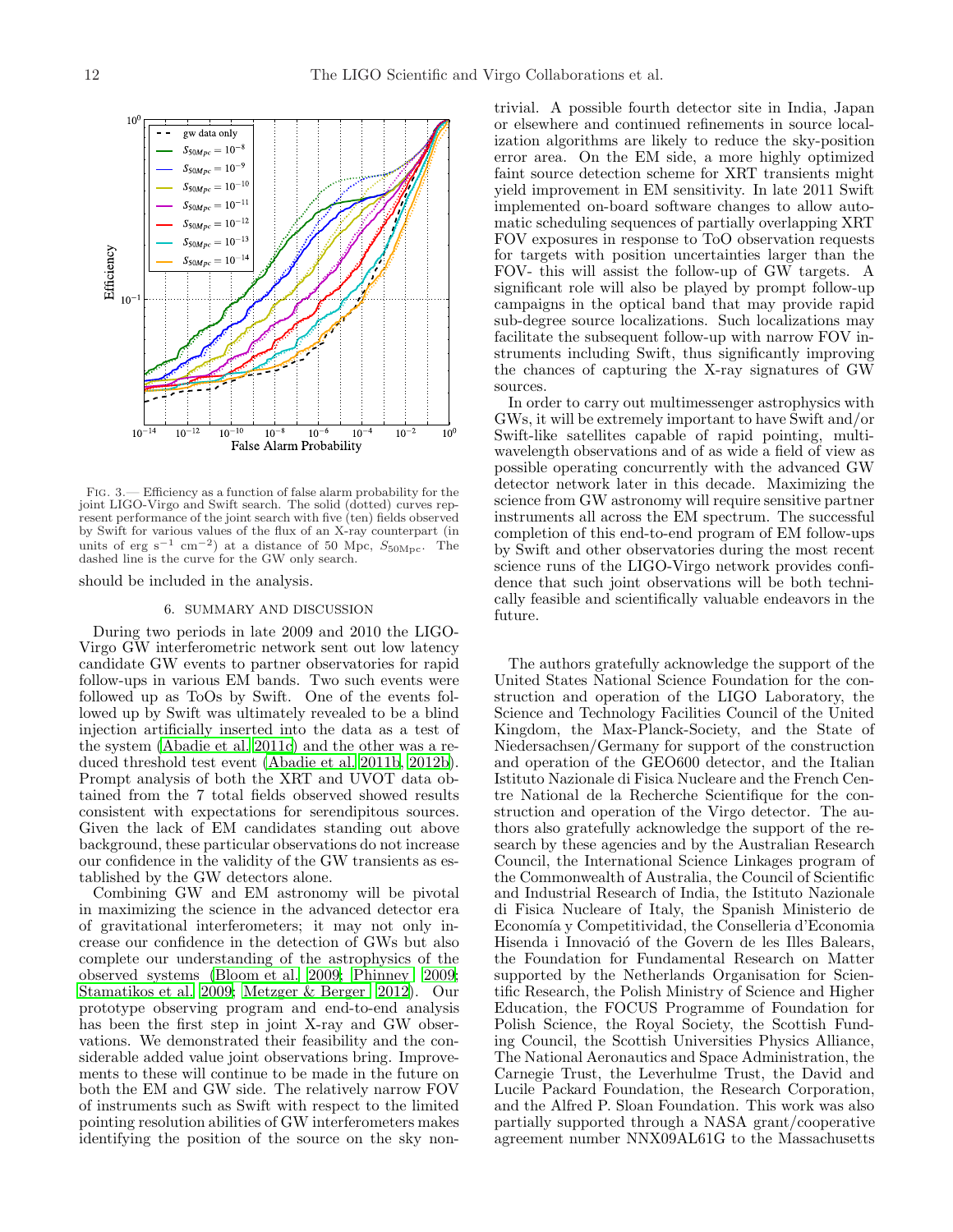FIG. 3.— Efficiency as a function of false alarm probability for the joint LIGO-Virgo and Swift search. The solid (dotted) curves represent performance of the joint search with five (ten) fields observed by Swift for various values of the flux of an X-ray counterpart (in units of erg $s^{-1}$ $cm^{-2}$) at a distance of 50 Mpc, $S_{50\mathrm{Mpc}}$. The dashed line is the curve for the GW only search.

should be included in the analysis.

## 6. SUMMARY AND DISCUSSION

During two periods in late 2009 and 2010 the LIGO-Virgo GW interferometric network sent out low latency candidate GW events to partner observatories for rapid follow-ups in various EM bands. Two such events were followed up as ToOs by Swift. One of the events followed up by Swift was ultimately revealed to be a blind injection artificially inserted into the data as a test of the system (Abadie et al. 2011c) and the other was a reduced threshold test event (Abadie et al. 2011b, 2012b). Prompt analysis of both the XRT and UVOT data obtained from the 7 total fields observed showed results consistent with expectations for serendipitous sources. Given the lack of EM candidates standing out above background, these particular observations do not increase our confidence in the validity of the GW transients as established by the GW detectors alone.

Combining GW and EM astronomy will be pivotal in maximizing the science in the advanced detector era of gravitational interferometers; it may not only increase our confidence in the detection of GWs but also complete our understanding of the astrophysics of the observed systems (Bloom et al. 2009; Phinney 2009; Stamatikos et al. 2009; Metzger & Berger 2012). Our prototype observing program and end-to-end analysis has been the first step in joint X-ray and GW observations. We demonstrated their feasibility and the considerable added value joint observations bring. Improvements to these will continue to be made in the future on both the EM and GW side. The relatively narrow FOV of instruments such as Swift with respect to the limited pointing resolution abilities of GW interferometers makes identifying the position of the source on the sky non-trivial. A possible fourth detector site in India, Japan or elsewhere and continued refinements in source localization algorithms are likely to reduce the sky-position error area. On the EM side, a more highly optimized faint source detection scheme for XRT transients might yield improvement in EM sensitivity. In late 2011 Swift implemented on-board software changes to allow automatic scheduling sequences of partially overlapping XRT FOV exposures in response to ToO observation requests for targets with position uncertainties larger than the FOV- this will assist the follow-up of GW targets. A significant role will also be played by prompt follow-up campaigns in the optical band that may provide rapid sub-degree source localizations. Such localizations may facilitate the subsequent follow-up with narrow FOV instruments including Swift, thus significantly improving the chances of capturing the X-ray signatures of GW sources.

In order to carry out multimessenger astrophysics with GWs, it will be extremely important to have Swift and/or Swift-like satellites capable of rapid pointing, multi-wavelength observations and of as wide a field of view as possible operating concurrently with the advanced GW detector network later in this decade. Maximizing the science from GW astronomy will require sensitive partner instruments all across the EM spectrum. The successful completion of this end-to-end program of EM follow-ups by Swift and other observatories during the most recent science runs of the LIGO-Virgo network provides confidence that such joint observations will be both technically feasible and scientifically valuable endeavors in the future.

The authors gratefully acknowledge the support of the United States National Science Foundation for the construction and operation of the LIGO Laboratory, the Science and Technology Facilities Council of the United Kingdom, the Max-Planck-Society, and the State of Niedersachsen/Germany for support of the construction and operation of the GEO600 detector, and the Italian Istituto Nazionale di Fisica Nucleare and the French Centre National de la Recherche Scientifique for the construction and operation of the Virgo detector. The authors also gratefully acknowledge the support of the research by these agencies and by the Australian Research Council, the International Science Linkages program of the Commonwealth of Australia, the Council of Scientific and Industrial Research of India, the Istituto Nazionale di Fisica Nucleare of Italy, the Spanish Ministerio de Economía y Competitividad, the Conselleria d'Economia Hisenda i Innovació of the Govern de les Illes Balears, the Foundation for Fundamental Research on Matter supported by the Netherlands Organisation for Scientific Research, the Polish Ministry of Science and Higher Education, the FOCUS Programme of Foundation for Polish Science, the Royal Society, the Scottish Funding Council, the Scottish Universities Physics Alliance, The National Aeronautics and Space Administration, the Carnegie Trust, the Leverhulme Trust, the David and Lucile Packard Foundation, the Research Corporation, and the Alfred P. Sloan Foundation. This work was also partially supported through a NASA grant/cooperative agreement number NNX09AL61G to the Massachusetts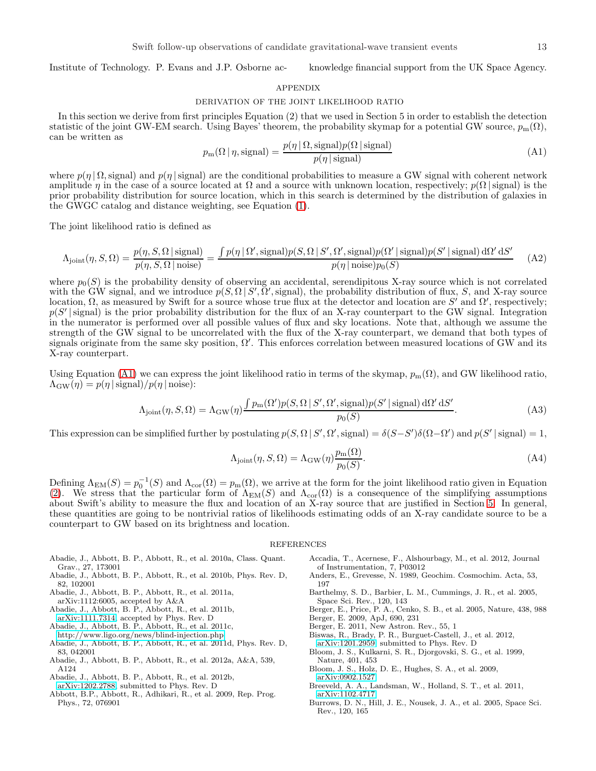Institute of Technology. P. Evans and J.P. Osborne acknowledge financial support from the UK Space Agency.

# APPENDIX

## DERIVATION OF THE JOINT LIKELIHOOD RATIO

In this section we derive from first principles Equation (2) that we used in Section 5 in order to establish the detection statistic of the joint GW-EM search. Using Bayes' theorem, the probability skymap for a potential GW source, $p_{\rm m}(\Omega)$, can be written as

$$p_{\rm m}(\Omega\,|\,\eta, {\rm signal}) = \frac{p(\eta\,|\,\Omega, {\rm signal})p(\Omega\,|\,{\rm signal})}{p(\eta\,|\,{\rm signal})} \tag{A1}$$

where $p(\eta\,|\,\Omega, {\rm signal})$ and $p(\eta\,|\,{\rm signal})$ are the conditional probabilities to measure a GW signal with coherent network amplitude $\eta$ in the case of a source located at $\Omega$ and a source with unknown location, respectively; $p(\Omega\,|\,{\rm signal})$ is the prior probability distribution for source location, which in this search is determined by the distribution of galaxies in the GWGC catalog and distance weighting, see Equation (1).

The joint likelihood ratio is defined as

$$\Lambda_{\rm joint}(\eta, S, \Omega) = \frac{p(\eta, S, \Omega\,|\,{\rm signal})}{p(\eta, S, \Omega\,|\,{\rm noise})} = \frac{\int p(\eta\,|\,\Omega', {\rm signal})p(S, \Omega\,|\,S', \Omega', {\rm signal})p(\Omega'\,|\,{\rm signal})p(S'\,|\,{\rm signal})\,{\rm d}\Omega'\,{\rm d}S'}{p(\eta\,|\,{\rm noise})p_0(S)} \tag{A2}$$

where $p_0(S)$ is the probability density of observing an accidental, serendipitous X-ray source which is not correlated with the GW signal, and we introduce $p(S, \Omega\,|\,S', \Omega', {\rm signal})$, the probability distribution of flux, $S$, and X-ray source location, $\Omega$, as measured by Swift for a source whose true flux at the detector and location are $S'$ and $\Omega'$, respectively; $p(S'\,|\,{\rm signal})$ is the prior probability distribution for the flux of an X-ray counterpart to the GW signal. Integration in the numerator is performed over all possible values of flux and sky locations. Note that, although we assume the strength of the GW signal to be uncorrelated with the flux of the X-ray counterpart, we demand that both types of signals originate from the same sky position, $\Omega'$. This enforces correlation between measured locations of GW and its X-ray counterpart.

Using Equation (A1) we can express the joint likelihood ratio in terms of the skymap, $p_{\rm m}(\Omega)$, and GW likelihood ratio, $\Lambda_{\rm GW}(\eta) = p(\eta\,|\,{\rm signal})/p(\eta\,|\,{\rm noise})$:

$$\Lambda_{\rm joint}(\eta, S, \Omega) = \Lambda_{\rm GW}(\eta)\frac{\int p_{\rm m}(\Omega')p(S, \Omega\,|\,S', \Omega', {\rm signal})p(S'\,|\,{\rm signal})\,{\rm d}\Omega'\,{\rm d}S'}{p_0(S)}. \tag{A3}$$

This expression can be simplified further by postulating $p(S, \Omega\,|\,S', \Omega', {\rm signal}) = \delta(S-S')\delta(\Omega-\Omega')$ and $p(S'\,|\,{\rm signal}) = 1$,

$$\Lambda_{\rm joint}(\eta, S, \Omega) = \Lambda_{\rm GW}(\eta)\frac{p_{\rm m}(\Omega)}{p_0(S)}. \tag{A4}$$

Defining $\Lambda_{\rm EM}(S) = p_0^{-1}(S)$ and $\Lambda_{\rm cor}(\Omega) = p_{\rm m}(\Omega)$, we arrive at the form for the joint likelihood ratio given in Equation (2). We stress that the particular form of $\Lambda_{\rm EM}(S)$ and $\Lambda_{\rm cor}(\Omega)$ is a consequence of the simplifying assumptions about Swift's ability to measure the flux and location of an X-ray source that are justified in Section 5. In general, these quantities are going to be nontrivial ratios of likelihoods estimating odds of an X-ray candidate source to be a counterpart to GW based on its brightness and location.

# REFERENCES

Abadie, J., Abbott, B. P., Abbott, R., et al. 2010a, Class. Quant. Grav., 27, 173001

Abadie, J., Abbott, B. P., Abbott, R., et al. 2010b, Phys. Rev. D, 82, 102001

Abadie, J., Abbott, B. P., Abbott, R., et al. 2011a, arXiv:1112:6005, accepted by A&A

Abadie, J., Abbott, B. P., Abbott, R., et al. 2011b, arXiv:1111.7314, accepted by Phys. Rev. D

Abadie, J., Abbott, B. P., Abbott, R., et al. 2011c, http://www.ligo.org/news/blind-injection.php

Abadie, J., Abbott, B. P., Abbott, R., et al. 2011d, Phys. Rev. D, 83, 042001

Abadie, J., Abbott, B. P., Abbott, R., et al. 2012a, A&A, 539, A124

Abadie, J., Abbott, B. P., Abbott, R., et al. 2012b, arXiv:1202.2788, submitted to Phys. Rev. D

Abbott, B.P., Abbott, R., Adhikari, R., et al. 2009, Rep. Prog. Phys., 72, 076901

Accadia, T., Acernese, F., Alshourbagy, M., et al. 2012, Journal of Instrumentation, 7, P03012

Anders, E., Grevesse, N. 1989, Geochim. Cosmochim. Acta, 53, 197

Barthelmy, S. D., Barbier, L. M., Cummings, J. R., et al. 2005, Space Sci. Rev., 120, 143

Berger, E., Price, P. A., Cenko, S. B., et al. 2005, Nature, 438, 988

Berger, E. 2009, ApJ, 690, 231

Berger, E. 2011, New Astron. Rev., 55, 1

Biswas, R., Brady, P. R., Burguet-Castell, J., et al. 2012, arXiv:1201.2959, submitted to Phys. Rev. D

Bloom, J. S., Kulkarni, S. R., Djorgovski, S. G., et al. 1999, Nature, 401, 453

Bloom, J. S., Holz, D. E., Hughes, S. A., et al. 2009, arXiv:0902.1527

Breeveld, A. A., Landsman, W., Holland, S. T., et al. 2011, arXiv:1102.4717

Burrows, D. N., Hill, J. E., Nousek, J. A., et al. 2005, Space Sci. Rev., 120, 165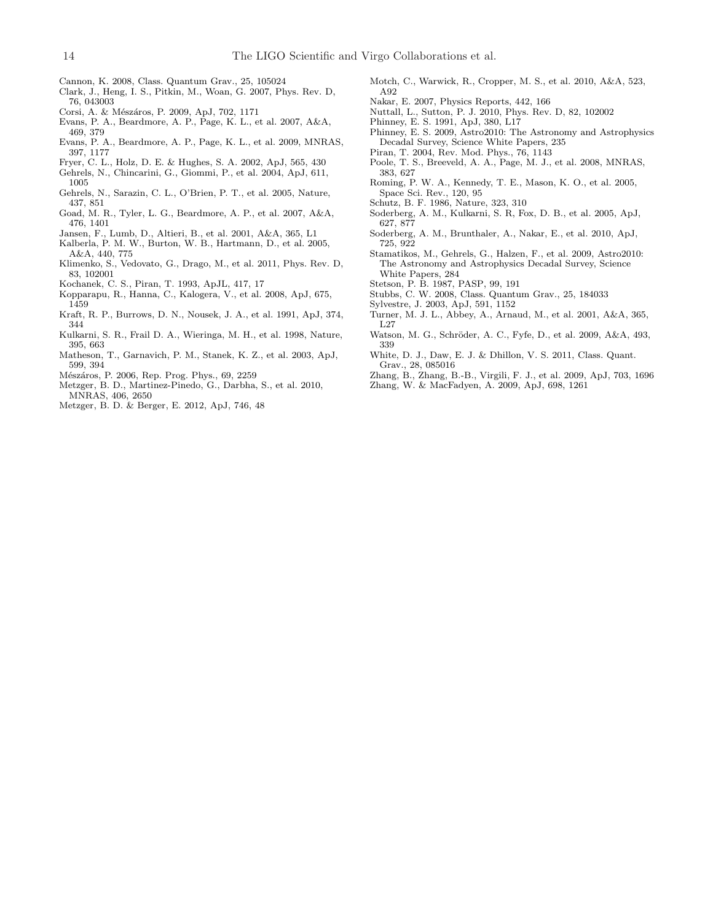Cannon, K. 2008, Class. Quantum Grav., 25, 105024

Clark, J., Heng, I. S., Pitkin, M., Woan, G. 2007, Phys. Rev. D, 76, 043003

Corsi, A. & Mészáros, P. 2009, ApJ, 702, 1171

Evans, P. A., Beardmore, A. P., Page, K. L., et al. 2007, A&A, 469, 379

Evans, P. A., Beardmore, A. P., Page, K. L., et al. 2009, MNRAS, 397, 1177

Fryer, C. L., Holz, D. E. & Hughes, S. A. 2002, ApJ, 565, 430

Gehrels, N., Chincarini, G., Giommi, P., et al. 2004, ApJ, 611, 1005

Gehrels, N., Sarazin, C. L., O'Brien, P. T., et al. 2005, Nature, 437, 851

Goad, M. R., Tyler, L. G., Beardmore, A. P., et al. 2007, A&A, 476, 1401

Jansen, F., Lumb, D., Altieri, B., et al. 2001, A&A, 365, L1

Kalberla, P. M. W., Burton, W. B., Hartmann, D., et al. 2005, A&A, 440, 775

Klimenko, S., Vedovato, G., Drago, M., et al. 2011, Phys. Rev. D, 83, 102001

Kochanek, C. S., Piran, T. 1993, ApJL, 417, 17

Kopparapu, R., Hanna, C., Kalogera, V., et al. 2008, ApJ, 675, 1459

Kraft, R. P., Burrows, D. N., Nousek, J. A., et al. 1991, ApJ, 374, 344

Kulkarni, S. R., Frail D. A., Wieringa, M. H., et al. 1998, Nature, 395, 663

Matheson, T., Garnavich, P. M., Stanek, K. Z., et al. 2003, ApJ, 599, 394

Mészáros, P. 2006, Rep. Prog. Phys., 69, 2259

Metzger, B. D., Martinez-Pinedo, G., Darbha, S., et al. 2010, MNRAS, 406, 2650

Metzger, B. D. & Berger, E. 2012, ApJ, 746, 48

Motch, C., Warwick, R., Cropper, M. S., et al. 2010, A&A, 523, A92

Nakar, E. 2007, Physics Reports, 442, 166

Nuttall, L., Sutton, P. J. 2010, Phys. Rev. D, 82, 102002

Phinney, E. S. 1991, ApJ, 380, L17

Phinney, E. S. 2009, Astro2010: The Astronomy and Astrophysics Decadal Survey, Science White Papers, 235

Piran, T. 2004, Rev. Mod. Phys., 76, 1143

Poole, T. S., Breeveld, A. A., Page, M. J., et al. 2008, MNRAS, 383, 627

Roming, P. W. A., Kennedy, T. E., Mason, K. O., et al. 2005, Space Sci. Rev., 120, 95

Schutz, B. F. 1986, Nature, 323, 310

Soderberg, A. M., Kulkarni, S. R, Fox, D. B., et al. 2005, ApJ, 627, 877

Soderberg, A. M., Brunthaler, A., Nakar, E., et al. 2010, ApJ, 725, 922

Stamatikos, M., Gehrels, G., Halzen, F., et al. 2009, Astro2010: The Astronomy and Astrophysics Decadal Survey, Science White Papers, 284

Stetson, P. B. 1987, PASP, 99, 191

Stubbs, C. W. 2008, Class. Quantum Grav., 25, 184033

Sylvestre, J. 2003, ApJ, 591, 1152

Turner, M. J. L., Abbey, A., Arnaud, M., et al. 2001, A&A, 365, L27

Watson, M. G., Schröder, A. C., Fyfe, D., et al. 2009, A&A, 493, 339

White, D. J., Daw, E. J. & Dhillon, V. S. 2011, Class. Quant. Grav., 28, 085016

Zhang, B., Zhang, B.-B., Virgili, F. J., et al. 2009, ApJ, 703, 1696

Zhang, W. & MacFadyen, A. 2009, ApJ, 698, 1261